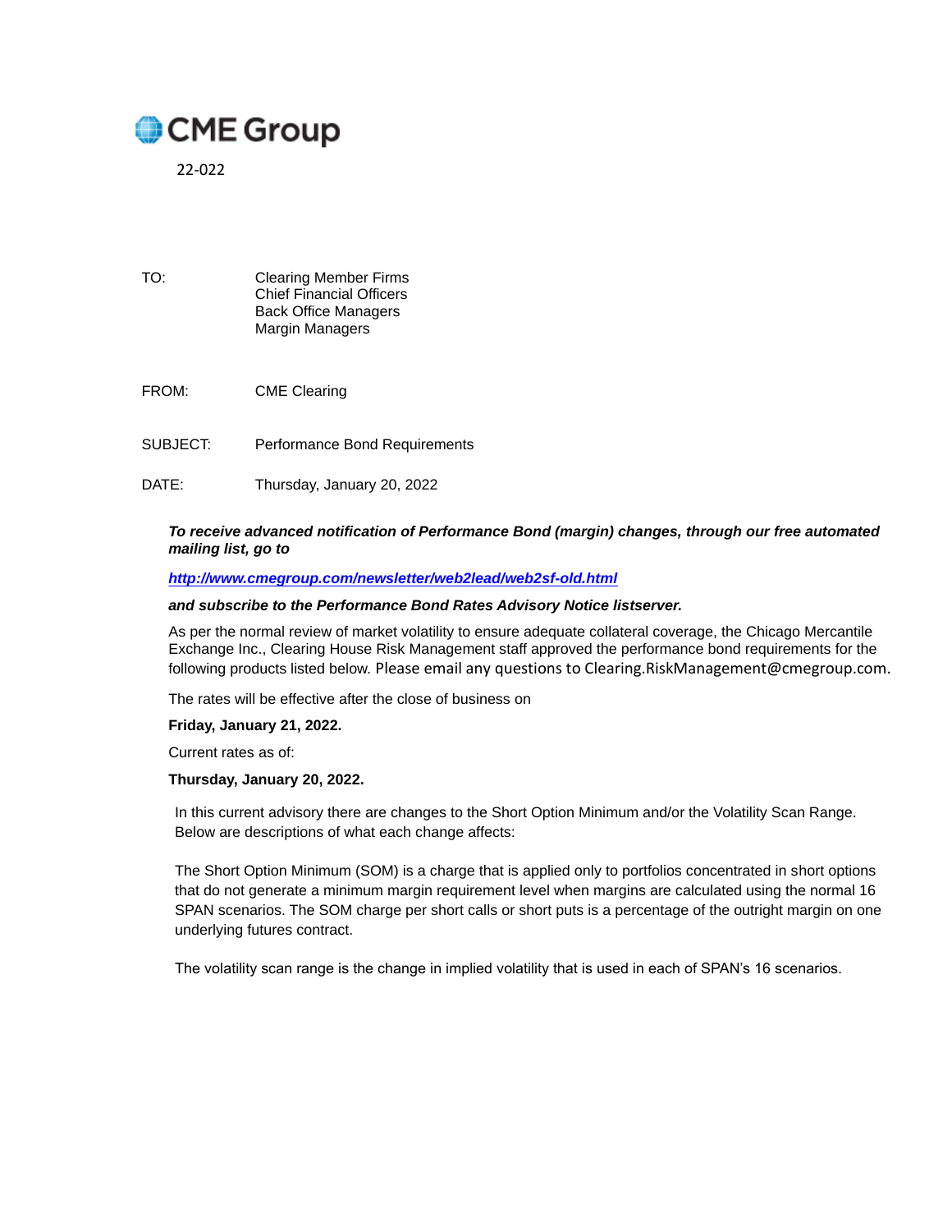CME Group

22-022

TO: Clearing Member Firms
Chief Financial Officers
Back Office Managers
Margin Managers

FROM: CME Clearing

SUBJECT: Performance Bond Requirements

DATE: Thursday, January 20, 2022

***To receive advanced notification of Performance Bond (margin) changes, through our free automated mailing list, go to***

***http://www.cmegroup.com/newsletter/web2lead/web2sf-old.html***

***and subscribe to the Performance Bond Rates Advisory Notice listserver.***

As per the normal review of market volatility to ensure adequate collateral coverage, the Chicago Mercantile Exchange Inc., Clearing House Risk Management staff approved the performance bond requirements for the following products listed below. Please email any questions to Clearing.RiskManagement@cmegroup.com.

The rates will be effective after the close of business on

**Friday, January 21, 2022.**

Current rates as of:

**Thursday, January 20, 2022.**

In this current advisory there are changes to the Short Option Minimum and/or the Volatility Scan Range. Below are descriptions of what each change affects:

The Short Option Minimum (SOM) is a charge that is applied only to portfolios concentrated in short options that do not generate a minimum margin requirement level when margins are calculated using the normal 16 SPAN scenarios. The SOM charge per short calls or short puts is a percentage of the outright margin on one underlying futures contract.

The volatility scan range is the change in implied volatility that is used in each of SPAN's 16 scenarios.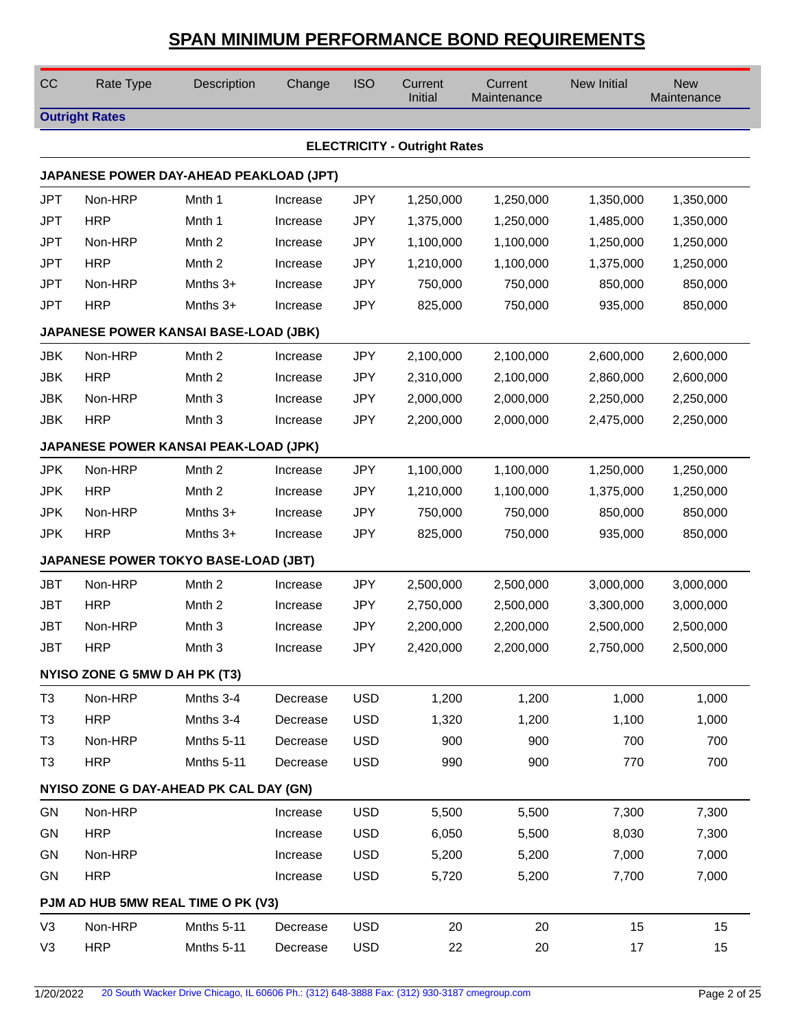# SPAN MINIMUM PERFORMANCE BOND REQUIREMENTS

| CC | Rate Type | Description | Change | ISO | Current Initial | Current Maintenance | New Initial | New Maintenance |
|---|---|---|---|---|---|---|---|---|
| **Outright Rates** | | | | | | | | |
| | | | | **ELECTRICITY - Outright Rates** | | | | |
| **JAPANESE POWER DAY-AHEAD PEAKLOAD (JPT)** | | | | | | | | |
| JPT | Non-HRP | Mnth 1 | Increase | JPY | 1,250,000 | 1,250,000 | 1,350,000 | 1,350,000 |
| JPT | HRP | Mnth 1 | Increase | JPY | 1,375,000 | 1,250,000 | 1,485,000 | 1,350,000 |
| JPT | Non-HRP | Mnth 2 | Increase | JPY | 1,100,000 | 1,100,000 | 1,250,000 | 1,250,000 |
| JPT | HRP | Mnth 2 | Increase | JPY | 1,210,000 | 1,100,000 | 1,375,000 | 1,250,000 |
| JPT | Non-HRP | Mnths 3+ | Increase | JPY | 750,000 | 750,000 | 850,000 | 850,000 |
| JPT | HRP | Mnths 3+ | Increase | JPY | 825,000 | 750,000 | 935,000 | 850,000 |
| **JAPANESE POWER KANSAI BASE-LOAD (JBK)** | | | | | | | | |
| JBK | Non-HRP | Mnth 2 | Increase | JPY | 2,100,000 | 2,100,000 | 2,600,000 | 2,600,000 |
| JBK | HRP | Mnth 2 | Increase | JPY | 2,310,000 | 2,100,000 | 2,860,000 | 2,600,000 |
| JBK | Non-HRP | Mnth 3 | Increase | JPY | 2,000,000 | 2,000,000 | 2,250,000 | 2,250,000 |
| JBK | HRP | Mnth 3 | Increase | JPY | 2,200,000 | 2,000,000 | 2,475,000 | 2,250,000 |
| **JAPANESE POWER KANSAI PEAK-LOAD (JPK)** | | | | | | | | |
| JPK | Non-HRP | Mnth 2 | Increase | JPY | 1,100,000 | 1,100,000 | 1,250,000 | 1,250,000 |
| JPK | HRP | Mnth 2 | Increase | JPY | 1,210,000 | 1,100,000 | 1,375,000 | 1,250,000 |
| JPK | Non-HRP | Mnths 3+ | Increase | JPY | 750,000 | 750,000 | 850,000 | 850,000 |
| JPK | HRP | Mnths 3+ | Increase | JPY | 825,000 | 750,000 | 935,000 | 850,000 |
| **JAPANESE POWER TOKYO BASE-LOAD (JBT)** | | | | | | | | |
| JBT | Non-HRP | Mnth 2 | Increase | JPY | 2,500,000 | 2,500,000 | 3,000,000 | 3,000,000 |
| JBT | HRP | Mnth 2 | Increase | JPY | 2,750,000 | 2,500,000 | 3,300,000 | 3,000,000 |
| JBT | Non-HRP | Mnth 3 | Increase | JPY | 2,200,000 | 2,200,000 | 2,500,000 | 2,500,000 |
| JBT | HRP | Mnth 3 | Increase | JPY | 2,420,000 | 2,200,000 | 2,750,000 | 2,500,000 |
| **NYISO ZONE G 5MW D AH PK (T3)** | | | | | | | | |
| T3 | Non-HRP | Mnths 3-4 | Decrease | USD | 1,200 | 1,200 | 1,000 | 1,000 |
| T3 | HRP | Mnths 3-4 | Decrease | USD | 1,320 | 1,200 | 1,100 | 1,000 |
| T3 | Non-HRP | Mnths 5-11 | Decrease | USD | 900 | 900 | 700 | 700 |
| T3 | HRP | Mnths 5-11 | Decrease | USD | 990 | 900 | 770 | 700 |
| **NYISO ZONE G DAY-AHEAD PK CAL DAY (GN)** | | | | | | | | |
| GN | Non-HRP | | Increase | USD | 5,500 | 5,500 | 7,300 | 7,300 |
| GN | HRP | | Increase | USD | 6,050 | 5,500 | 8,030 | 7,300 |
| GN | Non-HRP | | Increase | USD | 5,200 | 5,200 | 7,000 | 7,000 |
| GN | HRP | | Increase | USD | 5,720 | 5,200 | 7,700 | 7,000 |
| **PJM AD HUB 5MW REAL TIME O PK (V3)** | | | | | | | | |
| V3 | Non-HRP | Mnths 5-11 | Decrease | USD | 20 | 20 | 15 | 15 |
| V3 | HRP | Mnths 5-11 | Decrease | USD | 22 | 20 | 17 | 15 |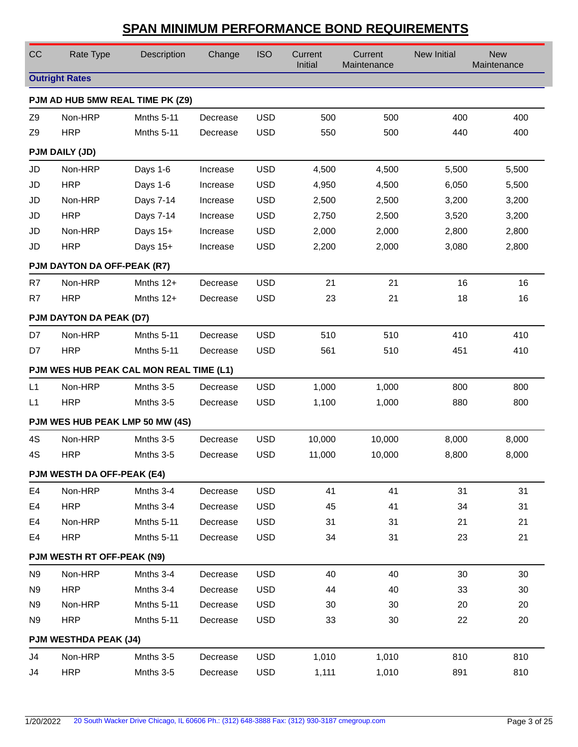# SPAN MINIMUM PERFORMANCE BOND REQUIREMENTS

| CC | Rate Type | Description | Change | ISO | Current Initial | Current Maintenance | New Initial | New Maintenance |
|---|---|---|---|---|---|---|---|---|
| **Outright Rates** | | | | | | | | |
| **PJM AD HUB 5MW REAL TIME PK (Z9)** | | | | | | | | |
| Z9 | Non-HRP | Mnths 5-11 | Decrease | USD | 500 | 500 | 400 | 400 |
| Z9 | HRP | Mnths 5-11 | Decrease | USD | 550 | 500 | 440 | 400 |
| **PJM DAILY (JD)** | | | | | | | | |
| JD | Non-HRP | Days 1-6 | Increase | USD | 4,500 | 4,500 | 5,500 | 5,500 |
| JD | HRP | Days 1-6 | Increase | USD | 4,950 | 4,500 | 6,050 | 5,500 |
| JD | Non-HRP | Days 7-14 | Increase | USD | 2,500 | 2,500 | 3,200 | 3,200 |
| JD | HRP | Days 7-14 | Increase | USD | 2,750 | 2,500 | 3,520 | 3,200 |
| JD | Non-HRP | Days 15+ | Increase | USD | 2,000 | 2,000 | 2,800 | 2,800 |
| JD | HRP | Days 15+ | Increase | USD | 2,200 | 2,000 | 3,080 | 2,800 |
| **PJM DAYTON DA OFF-PEAK (R7)** | | | | | | | | |
| R7 | Non-HRP | Mnths 12+ | Decrease | USD | 21 | 21 | 16 | 16 |
| R7 | HRP | Mnths 12+ | Decrease | USD | 23 | 21 | 18 | 16 |
| **PJM DAYTON DA PEAK (D7)** | | | | | | | | |
| D7 | Non-HRP | Mnths 5-11 | Decrease | USD | 510 | 510 | 410 | 410 |
| D7 | HRP | Mnths 5-11 | Decrease | USD | 561 | 510 | 451 | 410 |
| **PJM WES HUB PEAK CAL MON REAL TIME (L1)** | | | | | | | | |
| L1 | Non-HRP | Mnths 3-5 | Decrease | USD | 1,000 | 1,000 | 800 | 800 |
| L1 | HRP | Mnths 3-5 | Decrease | USD | 1,100 | 1,000 | 880 | 800 |
| **PJM WES HUB PEAK LMP 50 MW (4S)** | | | | | | | | |
| 4S | Non-HRP | Mnths 3-5 | Decrease | USD | 10,000 | 10,000 | 8,000 | 8,000 |
| 4S | HRP | Mnths 3-5 | Decrease | USD | 11,000 | 10,000 | 8,800 | 8,000 |
| **PJM WESTH DA OFF-PEAK (E4)** | | | | | | | | |
| E4 | Non-HRP | Mnths 3-4 | Decrease | USD | 41 | 41 | 31 | 31 |
| E4 | HRP | Mnths 3-4 | Decrease | USD | 45 | 41 | 34 | 31 |
| E4 | Non-HRP | Mnths 5-11 | Decrease | USD | 31 | 31 | 21 | 21 |
| E4 | HRP | Mnths 5-11 | Decrease | USD | 34 | 31 | 23 | 21 |
| **PJM WESTH RT OFF-PEAK (N9)** | | | | | | | | |
| N9 | Non-HRP | Mnths 3-4 | Decrease | USD | 40 | 40 | 30 | 30 |
| N9 | HRP | Mnths 3-4 | Decrease | USD | 44 | 40 | 33 | 30 |
| N9 | Non-HRP | Mnths 5-11 | Decrease | USD | 30 | 30 | 20 | 20 |
| N9 | HRP | Mnths 5-11 | Decrease | USD | 33 | 30 | 22 | 20 |
| **PJM WESTHDA PEAK (J4)** | | | | | | | | |
| J4 | Non-HRP | Mnths 3-5 | Decrease | USD | 1,010 | 1,010 | 810 | 810 |
| J4 | HRP | Mnths 3-5 | Decrease | USD | 1,111 | 1,010 | 891 | 810 |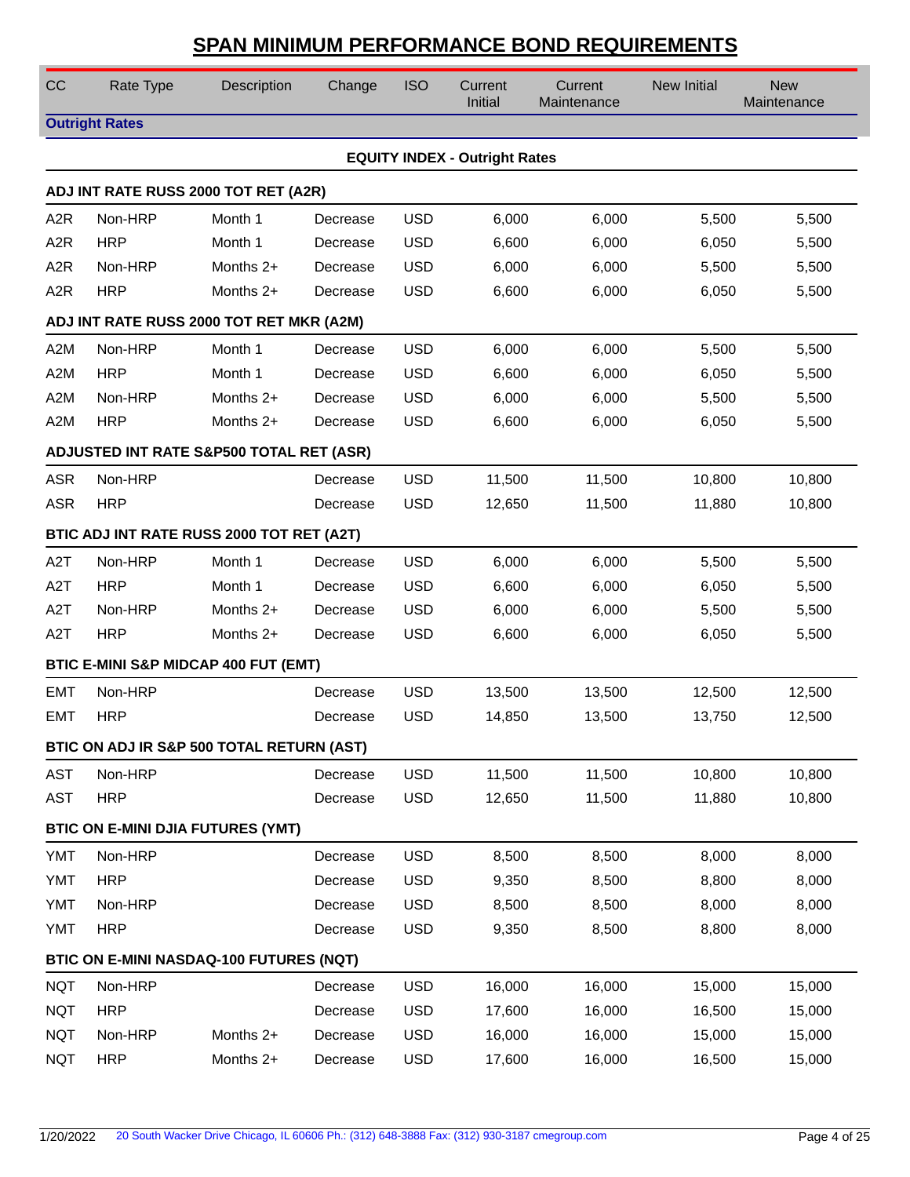# SPAN MINIMUM PERFORMANCE BOND REQUIREMENTS

| CC | Rate Type | Description | Change | ISO | Current Initial | Current Maintenance | New Initial | New Maintenance |
|---|---|---|---|---|---|---|---|---|
| **Outright Rates** | | | | | | | | |
| **EQUITY INDEX - Outright Rates** | | | | | | | | |
| **ADJ INT RATE RUSS 2000 TOT RET (A2R)** | | | | | | | | |
| A2R | Non-HRP | Month 1 | Decrease | USD | 6,000 | 6,000 | 5,500 | 5,500 |
| A2R | HRP | Month 1 | Decrease | USD | 6,600 | 6,000 | 6,050 | 5,500 |
| A2R | Non-HRP | Months 2+ | Decrease | USD | 6,000 | 6,000 | 5,500 | 5,500 |
| A2R | HRP | Months 2+ | Decrease | USD | 6,600 | 6,000 | 6,050 | 5,500 |
| **ADJ INT RATE RUSS 2000 TOT RET MKR (A2M)** | | | | | | | | |
| A2M | Non-HRP | Month 1 | Decrease | USD | 6,000 | 6,000 | 5,500 | 5,500 |
| A2M | HRP | Month 1 | Decrease | USD | 6,600 | 6,000 | 6,050 | 5,500 |
| A2M | Non-HRP | Months 2+ | Decrease | USD | 6,000 | 6,000 | 5,500 | 5,500 |
| A2M | HRP | Months 2+ | Decrease | USD | 6,600 | 6,000 | 6,050 | 5,500 |
| **ADJUSTED INT RATE S&P500 TOTAL RET (ASR)** | | | | | | | | |
| ASR | Non-HRP | | Decrease | USD | 11,500 | 11,500 | 10,800 | 10,800 |
| ASR | HRP | | Decrease | USD | 12,650 | 11,500 | 11,880 | 10,800 |
| **BTIC ADJ INT RATE RUSS 2000 TOT RET (A2T)** | | | | | | | | |
| A2T | Non-HRP | Month 1 | Decrease | USD | 6,000 | 6,000 | 5,500 | 5,500 |
| A2T | HRP | Month 1 | Decrease | USD | 6,600 | 6,000 | 6,050 | 5,500 |
| A2T | Non-HRP | Months 2+ | Decrease | USD | 6,000 | 6,000 | 5,500 | 5,500 |
| A2T | HRP | Months 2+ | Decrease | USD | 6,600 | 6,000 | 6,050 | 5,500 |
| **BTIC E-MINI S&P MIDCAP 400 FUT (EMT)** | | | | | | | | |
| EMT | Non-HRP | | Decrease | USD | 13,500 | 13,500 | 12,500 | 12,500 |
| EMT | HRP | | Decrease | USD | 14,850 | 13,500 | 13,750 | 12,500 |
| **BTIC ON ADJ IR S&P 500 TOTAL RETURN (AST)** | | | | | | | | |
| AST | Non-HRP | | Decrease | USD | 11,500 | 11,500 | 10,800 | 10,800 |
| AST | HRP | | Decrease | USD | 12,650 | 11,500 | 11,880 | 10,800 |
| **BTIC ON E-MINI DJIA FUTURES (YMT)** | | | | | | | | |
| YMT | Non-HRP | | Decrease | USD | 8,500 | 8,500 | 8,000 | 8,000 |
| YMT | HRP | | Decrease | USD | 9,350 | 8,500 | 8,800 | 8,000 |
| YMT | Non-HRP | | Decrease | USD | 8,500 | 8,500 | 8,000 | 8,000 |
| YMT | HRP | | Decrease | USD | 9,350 | 8,500 | 8,800 | 8,000 |
| **BTIC ON E-MINI NASDAQ-100 FUTURES (NQT)** | | | | | | | | |
| NQT | Non-HRP | | Decrease | USD | 16,000 | 16,000 | 15,000 | 15,000 |
| NQT | HRP | | Decrease | USD | 17,600 | 16,000 | 16,500 | 15,000 |
| NQT | Non-HRP | Months 2+ | Decrease | USD | 16,000 | 16,000 | 15,000 | 15,000 |
| NQT | HRP | Months 2+ | Decrease | USD | 17,600 | 16,000 | 16,500 | 15,000 |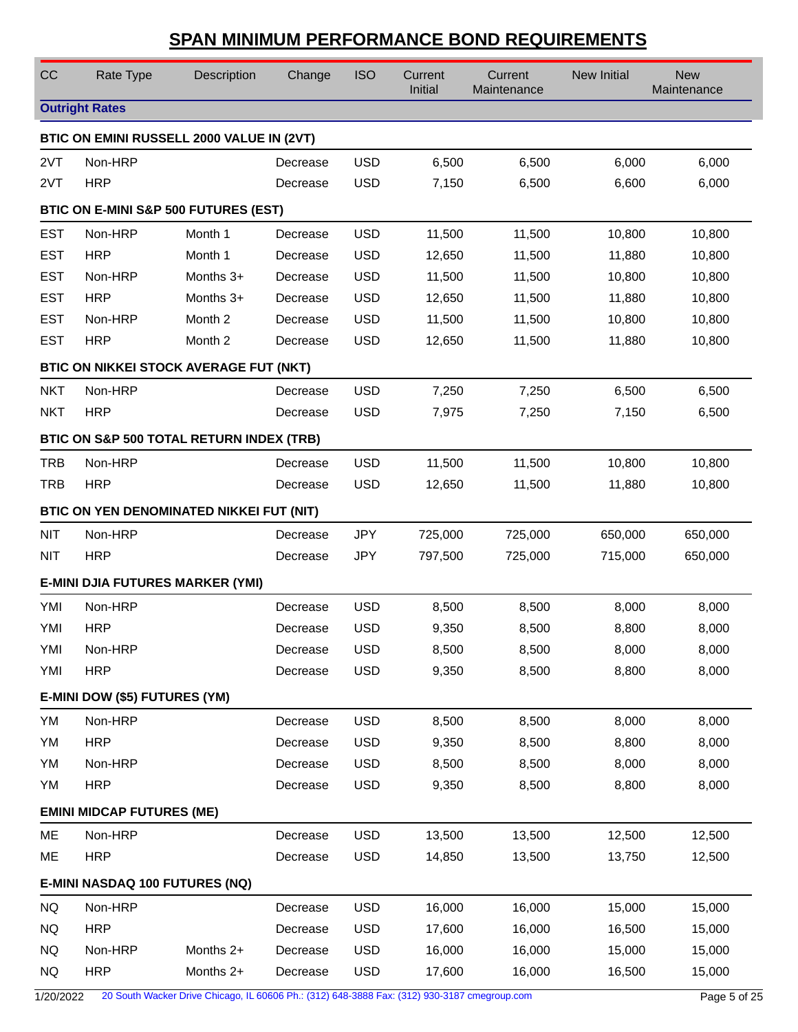# SPAN MINIMUM PERFORMANCE BOND REQUIREMENTS

| CC | Rate Type | Description | Change | ISO | Current Initial | Current Maintenance | New Initial | New Maintenance |
|---|---|---|---|---|---|---|---|---|
| **Outright Rates** | | | | | | | | |
| **BTIC ON EMINI RUSSELL 2000 VALUE IN (2VT)** | | | | | | | | |
| 2VT | Non-HRP | | Decrease | USD | 6,500 | 6,500 | 6,000 | 6,000 |
| 2VT | HRP | | Decrease | USD | 7,150 | 6,500 | 6,600 | 6,000 |
| **BTIC ON E-MINI S&P 500 FUTURES (EST)** | | | | | | | | |
| EST | Non-HRP | Month 1 | Decrease | USD | 11,500 | 11,500 | 10,800 | 10,800 |
| EST | HRP | Month 1 | Decrease | USD | 12,650 | 11,500 | 11,880 | 10,800 |
| EST | Non-HRP | Months 3+ | Decrease | USD | 11,500 | 11,500 | 10,800 | 10,800 |
| EST | HRP | Months 3+ | Decrease | USD | 12,650 | 11,500 | 11,880 | 10,800 |
| EST | Non-HRP | Month 2 | Decrease | USD | 11,500 | 11,500 | 10,800 | 10,800 |
| EST | HRP | Month 2 | Decrease | USD | 12,650 | 11,500 | 11,880 | 10,800 |
| **BTIC ON NIKKEI STOCK AVERAGE FUT (NKT)** | | | | | | | | |
| NKT | Non-HRP | | Decrease | USD | 7,250 | 7,250 | 6,500 | 6,500 |
| NKT | HRP | | Decrease | USD | 7,975 | 7,250 | 7,150 | 6,500 |
| **BTIC ON S&P 500 TOTAL RETURN INDEX (TRB)** | | | | | | | | |
| TRB | Non-HRP | | Decrease | USD | 11,500 | 11,500 | 10,800 | 10,800 |
| TRB | HRP | | Decrease | USD | 12,650 | 11,500 | 11,880 | 10,800 |
| **BTIC ON YEN DENOMINATED NIKKEI FUT (NIT)** | | | | | | | | |
| NIT | Non-HRP | | Decrease | JPY | 725,000 | 725,000 | 650,000 | 650,000 |
| NIT | HRP | | Decrease | JPY | 797,500 | 725,000 | 715,000 | 650,000 |
| **E-MINI DJIA FUTURES MARKER (YMI)** | | | | | | | | |
| YMI | Non-HRP | | Decrease | USD | 8,500 | 8,500 | 8,000 | 8,000 |
| YMI | HRP | | Decrease | USD | 9,350 | 8,500 | 8,800 | 8,000 |
| YMI | Non-HRP | | Decrease | USD | 8,500 | 8,500 | 8,000 | 8,000 |
| YMI | HRP | | Decrease | USD | 9,350 | 8,500 | 8,800 | 8,000 |
| **E-MINI DOW ($5) FUTURES (YM)** | | | | | | | | |
| YM | Non-HRP | | Decrease | USD | 8,500 | 8,500 | 8,000 | 8,000 |
| YM | HRP | | Decrease | USD | 9,350 | 8,500 | 8,800 | 8,000 |
| YM | Non-HRP | | Decrease | USD | 8,500 | 8,500 | 8,000 | 8,000 |
| YM | HRP | | Decrease | USD | 9,350 | 8,500 | 8,800 | 8,000 |
| **EMINI MIDCAP FUTURES (ME)** | | | | | | | | |
| ME | Non-HRP | | Decrease | USD | 13,500 | 13,500 | 12,500 | 12,500 |
| ME | HRP | | Decrease | USD | 14,850 | 13,500 | 13,750 | 12,500 |
| **E-MINI NASDAQ 100 FUTURES (NQ)** | | | | | | | | |
| NQ | Non-HRP | | Decrease | USD | 16,000 | 16,000 | 15,000 | 15,000 |
| NQ | HRP | | Decrease | USD | 17,600 | 16,000 | 16,500 | 15,000 |
| NQ | Non-HRP | Months 2+ | Decrease | USD | 16,000 | 16,000 | 15,000 | 15,000 |
| NQ | HRP | Months 2+ | Decrease | USD | 17,600 | 16,000 | 16,500 | 15,000 |

1/20/2022 20 South Wacker Drive Chicago, IL 60606 Ph.: (312) 648-3888 Fax: (312) 930-3187 cmegroup.com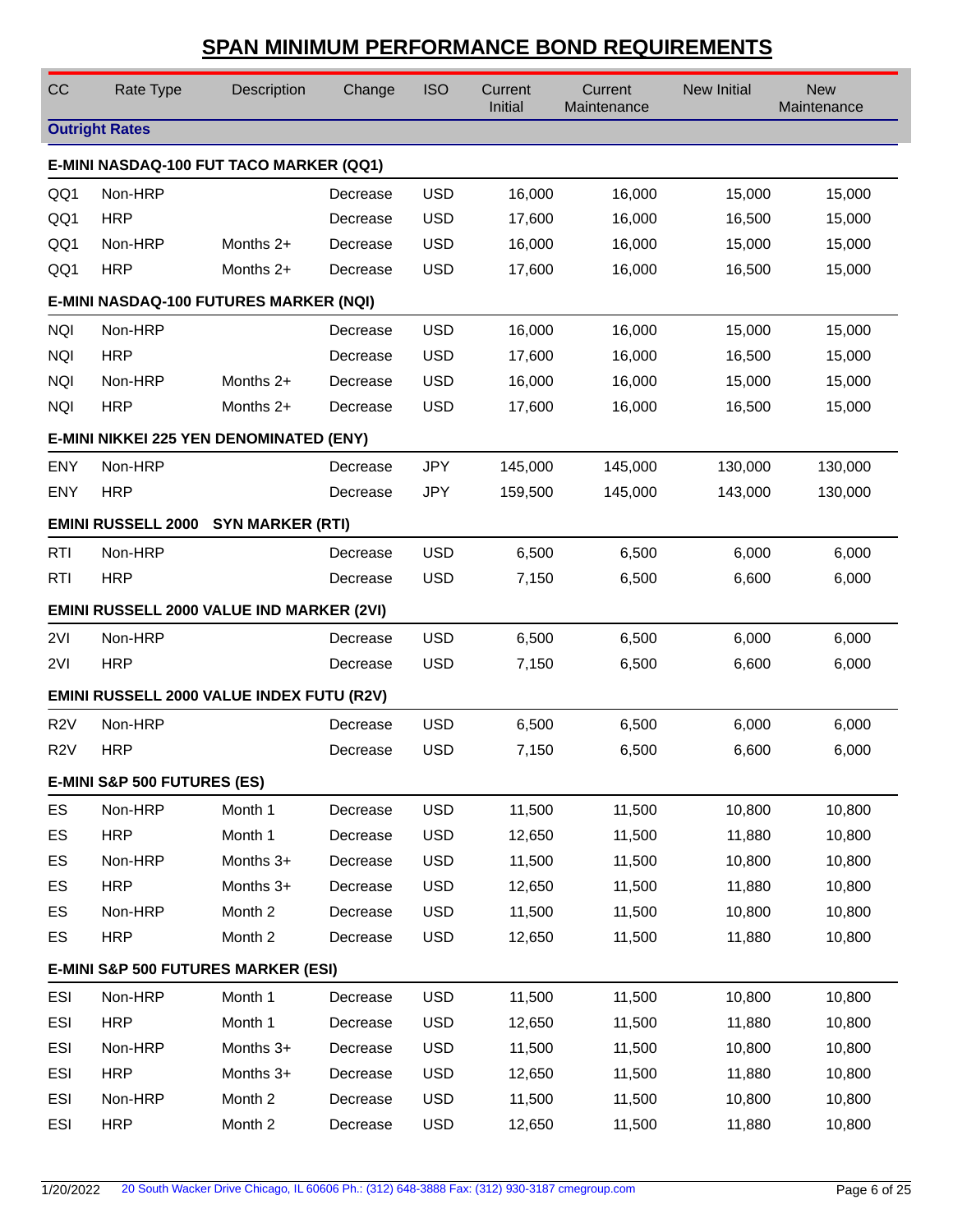## SPAN MINIMUM PERFORMANCE BOND REQUIREMENTS

| CC | Rate Type | Description | Change | ISO | Current Initial | Current Maintenance | New Initial | New Maintenance |
|---|---|---|---|---|---|---|---|---|
| **Outright Rates** | | | | | | | | |
| **E-MINI NASDAQ-100 FUT TACO MARKER (QQ1)** | | | | | | | | |
| QQ1 | Non-HRP | | Decrease | USD | 16,000 | 16,000 | 15,000 | 15,000 |
| QQ1 | HRP | | Decrease | USD | 17,600 | 16,000 | 16,500 | 15,000 |
| QQ1 | Non-HRP | Months 2+ | Decrease | USD | 16,000 | 16,000 | 15,000 | 15,000 |
| QQ1 | HRP | Months 2+ | Decrease | USD | 17,600 | 16,000 | 16,500 | 15,000 |
| **E-MINI NASDAQ-100 FUTURES MARKER (NQI)** | | | | | | | | |
| NQI | Non-HRP | | Decrease | USD | 16,000 | 16,000 | 15,000 | 15,000 |
| NQI | HRP | | Decrease | USD | 17,600 | 16,000 | 16,500 | 15,000 |
| NQI | Non-HRP | Months 2+ | Decrease | USD | 16,000 | 16,000 | 15,000 | 15,000 |
| NQI | HRP | Months 2+ | Decrease | USD | 17,600 | 16,000 | 16,500 | 15,000 |
| **E-MINI NIKKEI 225 YEN DENOMINATED (ENY)** | | | | | | | | |
| ENY | Non-HRP | | Decrease | JPY | 145,000 | 145,000 | 130,000 | 130,000 |
| ENY | HRP | | Decrease | JPY | 159,500 | 145,000 | 143,000 | 130,000 |
| **EMINI RUSSELL 2000 SYN MARKER (RTI)** | | | | | | | | |
| RTI | Non-HRP | | Decrease | USD | 6,500 | 6,500 | 6,000 | 6,000 |
| RTI | HRP | | Decrease | USD | 7,150 | 6,500 | 6,600 | 6,000 |
| **EMINI RUSSELL 2000 VALUE IND MARKER (2VI)** | | | | | | | | |
| 2VI | Non-HRP | | Decrease | USD | 6,500 | 6,500 | 6,000 | 6,000 |
| 2VI | HRP | | Decrease | USD | 7,150 | 6,500 | 6,600 | 6,000 |
| **EMINI RUSSELL 2000 VALUE INDEX FUTU (R2V)** | | | | | | | | |
| R2V | Non-HRP | | Decrease | USD | 6,500 | 6,500 | 6,000 | 6,000 |
| R2V | HRP | | Decrease | USD | 7,150 | 6,500 | 6,600 | 6,000 |
| **E-MINI S&P 500 FUTURES (ES)** | | | | | | | | |
| ES | Non-HRP | Month 1 | Decrease | USD | 11,500 | 11,500 | 10,800 | 10,800 |
| ES | HRP | Month 1 | Decrease | USD | 12,650 | 11,500 | 11,880 | 10,800 |
| ES | Non-HRP | Months 3+ | Decrease | USD | 11,500 | 11,500 | 10,800 | 10,800 |
| ES | HRP | Months 3+ | Decrease | USD | 12,650 | 11,500 | 11,880 | 10,800 |
| ES | Non-HRP | Month 2 | Decrease | USD | 11,500 | 11,500 | 10,800 | 10,800 |
| ES | HRP | Month 2 | Decrease | USD | 12,650 | 11,500 | 11,880 | 10,800 |
| **E-MINI S&P 500 FUTURES MARKER (ESI)** | | | | | | | | |
| ESI | Non-HRP | Month 1 | Decrease | USD | 11,500 | 11,500 | 10,800 | 10,800 |
| ESI | HRP | Month 1 | Decrease | USD | 12,650 | 11,500 | 11,880 | 10,800 |
| ESI | Non-HRP | Months 3+ | Decrease | USD | 11,500 | 11,500 | 10,800 | 10,800 |
| ESI | HRP | Months 3+ | Decrease | USD | 12,650 | 11,500 | 11,880 | 10,800 |
| ESI | Non-HRP | Month 2 | Decrease | USD | 11,500 | 11,500 | 10,800 | 10,800 |
| ESI | HRP | Month 2 | Decrease | USD | 12,650 | 11,500 | 11,880 | 10,800 |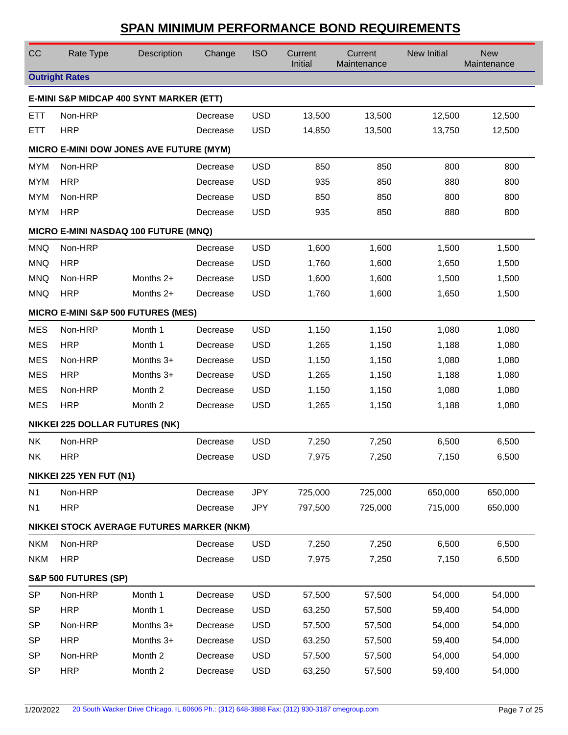# SPAN MINIMUM PERFORMANCE BOND REQUIREMENTS

| CC | Rate Type | Description | Change | ISO | Current Initial | Current Maintenance | New Initial | New Maintenance |
|---|---|---|---|---|---|---|---|---|
| **Outright Rates** | | | | | | | | |
| **E-MINI S&P MIDCAP 400 SYNT MARKER (ETT)** | | | | | | | | |
| ETT | Non-HRP | | Decrease | USD | 13,500 | 13,500 | 12,500 | 12,500 |
| ETT | HRP | | Decrease | USD | 14,850 | 13,500 | 13,750 | 12,500 |
| **MICRO E-MINI DOW JONES AVE FUTURE (MYM)** | | | | | | | | |
| MYM | Non-HRP | | Decrease | USD | 850 | 850 | 800 | 800 |
| MYM | HRP | | Decrease | USD | 935 | 850 | 880 | 800 |
| MYM | Non-HRP | | Decrease | USD | 850 | 850 | 800 | 800 |
| MYM | HRP | | Decrease | USD | 935 | 850 | 880 | 800 |
| **MICRO E-MINI NASDAQ 100 FUTURE (MNQ)** | | | | | | | | |
| MNQ | Non-HRP | | Decrease | USD | 1,600 | 1,600 | 1,500 | 1,500 |
| MNQ | HRP | | Decrease | USD | 1,760 | 1,600 | 1,650 | 1,500 |
| MNQ | Non-HRP | Months 2+ | Decrease | USD | 1,600 | 1,600 | 1,500 | 1,500 |
| MNQ | HRP | Months 2+ | Decrease | USD | 1,760 | 1,600 | 1,650 | 1,500 |
| **MICRO E-MINI S&P 500 FUTURES (MES)** | | | | | | | | |
| MES | Non-HRP | Month 1 | Decrease | USD | 1,150 | 1,150 | 1,080 | 1,080 |
| MES | HRP | Month 1 | Decrease | USD | 1,265 | 1,150 | 1,188 | 1,080 |
| MES | Non-HRP | Months 3+ | Decrease | USD | 1,150 | 1,150 | 1,080 | 1,080 |
| MES | HRP | Months 3+ | Decrease | USD | 1,265 | 1,150 | 1,188 | 1,080 |
| MES | Non-HRP | Month 2 | Decrease | USD | 1,150 | 1,150 | 1,080 | 1,080 |
| MES | HRP | Month 2 | Decrease | USD | 1,265 | 1,150 | 1,188 | 1,080 |
| **NIKKEI 225 DOLLAR FUTURES (NK)** | | | | | | | | |
| NK | Non-HRP | | Decrease | USD | 7,250 | 7,250 | 6,500 | 6,500 |
| NK | HRP | | Decrease | USD | 7,975 | 7,250 | 7,150 | 6,500 |
| **NIKKEI 225 YEN FUT (N1)** | | | | | | | | |
| N1 | Non-HRP | | Decrease | JPY | 725,000 | 725,000 | 650,000 | 650,000 |
| N1 | HRP | | Decrease | JPY | 797,500 | 725,000 | 715,000 | 650,000 |
| **NIKKEI STOCK AVERAGE FUTURES MARKER (NKM)** | | | | | | | | |
| NKM | Non-HRP | | Decrease | USD | 7,250 | 7,250 | 6,500 | 6,500 |
| NKM | HRP | | Decrease | USD | 7,975 | 7,250 | 7,150 | 6,500 |
| **S&P 500 FUTURES (SP)** | | | | | | | | |
| SP | Non-HRP | Month 1 | Decrease | USD | 57,500 | 57,500 | 54,000 | 54,000 |
| SP | HRP | Month 1 | Decrease | USD | 63,250 | 57,500 | 59,400 | 54,000 |
| SP | Non-HRP | Months 3+ | Decrease | USD | 57,500 | 57,500 | 54,000 | 54,000 |
| SP | HRP | Months 3+ | Decrease | USD | 63,250 | 57,500 | 59,400 | 54,000 |
| SP | Non-HRP | Month 2 | Decrease | USD | 57,500 | 57,500 | 54,000 | 54,000 |
| SP | HRP | Month 2 | Decrease | USD | 63,250 | 57,500 | 59,400 | 54,000 |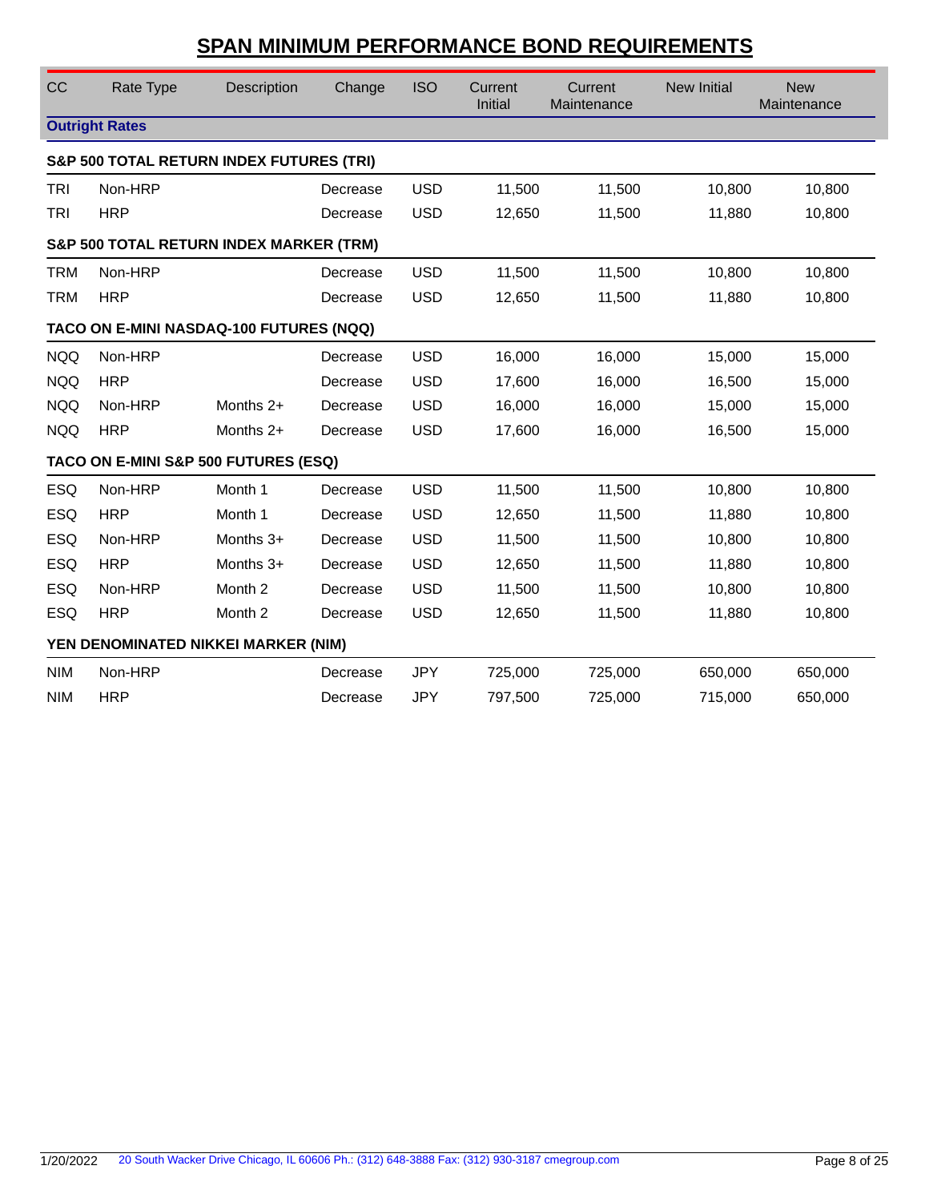## SPAN MINIMUM PERFORMANCE BOND REQUIREMENTS

| CC | Rate Type | Description | Change | ISO | Current Initial | Current Maintenance | New Initial | New Maintenance |
|---|---|---|---|---|---|---|---|---|
| **Outright Rates** | | | | | | | | |
| **S&P 500 TOTAL RETURN INDEX FUTURES (TRI)** | | | | | | | | |
| TRI | Non-HRP | | Decrease | USD | 11,500 | 11,500 | 10,800 | 10,800 |
| TRI | HRP | | Decrease | USD | 12,650 | 11,500 | 11,880 | 10,800 |
| **S&P 500 TOTAL RETURN INDEX MARKER (TRM)** | | | | | | | | |
| TRM | Non-HRP | | Decrease | USD | 11,500 | 11,500 | 10,800 | 10,800 |
| TRM | HRP | | Decrease | USD | 12,650 | 11,500 | 11,880 | 10,800 |
| **TACO ON E-MINI NASDAQ-100 FUTURES (NQQ)** | | | | | | | | |
| NQQ | Non-HRP | | Decrease | USD | 16,000 | 16,000 | 15,000 | 15,000 |
| NQQ | HRP | | Decrease | USD | 17,600 | 16,000 | 16,500 | 15,000 |
| NQQ | Non-HRP | Months 2+ | Decrease | USD | 16,000 | 16,000 | 15,000 | 15,000 |
| NQQ | HRP | Months 2+ | Decrease | USD | 17,600 | 16,000 | 16,500 | 15,000 |
| **TACO ON E-MINI S&P 500 FUTURES (ESQ)** | | | | | | | | |
| ESQ | Non-HRP | Month 1 | Decrease | USD | 11,500 | 11,500 | 10,800 | 10,800 |
| ESQ | HRP | Month 1 | Decrease | USD | 12,650 | 11,500 | 11,880 | 10,800 |
| ESQ | Non-HRP | Months 3+ | Decrease | USD | 11,500 | 11,500 | 10,800 | 10,800 |
| ESQ | HRP | Months 3+ | Decrease | USD | 12,650 | 11,500 | 11,880 | 10,800 |
| ESQ | Non-HRP | Month 2 | Decrease | USD | 11,500 | 11,500 | 10,800 | 10,800 |
| ESQ | HRP | Month 2 | Decrease | USD | 12,650 | 11,500 | 11,880 | 10,800 |
| **YEN DENOMINATED NIKKEI MARKER (NIM)** | | | | | | | | |
| NIM | Non-HRP | | Decrease | JPY | 725,000 | 725,000 | 650,000 | 650,000 |
| NIM | HRP | | Decrease | JPY | 797,500 | 725,000 | 715,000 | 650,000 |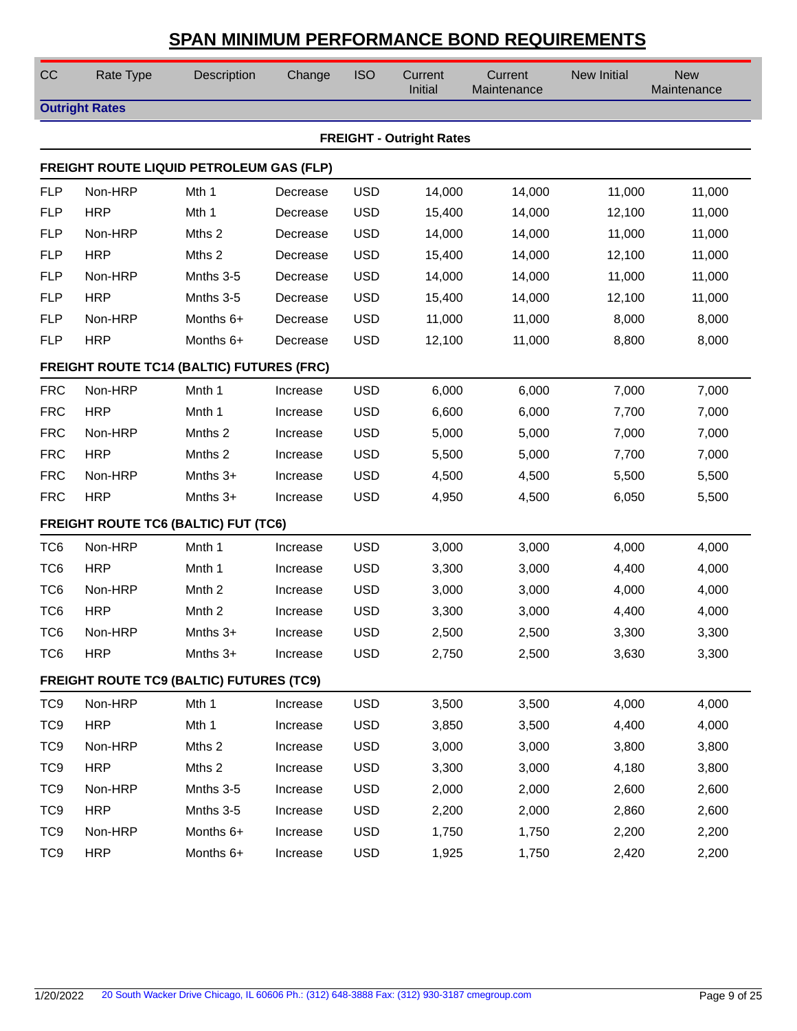# SPAN MINIMUM PERFORMANCE BOND REQUIREMENTS

| CC | Rate Type | Description | Change | ISO | Current Initial | Current Maintenance | New Initial | New Maintenance |
|---|---|---|---|---|---|---|---|---|
| **Outright Rates** | | | | | | | | |
| | | | | **FREIGHT - Outright Rates** | | | | |
| **FREIGHT ROUTE LIQUID PETROLEUM GAS (FLP)** | | | | | | | | |
| FLP | Non-HRP | Mth 1 | Decrease | USD | 14,000 | 14,000 | 11,000 | 11,000 |
| FLP | HRP | Mth 1 | Decrease | USD | 15,400 | 14,000 | 12,100 | 11,000 |
| FLP | Non-HRP | Mths 2 | Decrease | USD | 14,000 | 14,000 | 11,000 | 11,000 |
| FLP | HRP | Mths 2 | Decrease | USD | 15,400 | 14,000 | 12,100 | 11,000 |
| FLP | Non-HRP | Mnths 3-5 | Decrease | USD | 14,000 | 14,000 | 11,000 | 11,000 |
| FLP | HRP | Mnths 3-5 | Decrease | USD | 15,400 | 14,000 | 12,100 | 11,000 |
| FLP | Non-HRP | Months 6+ | Decrease | USD | 11,000 | 11,000 | 8,000 | 8,000 |
| FLP | HRP | Months 6+ | Decrease | USD | 12,100 | 11,000 | 8,800 | 8,000 |
| **FREIGHT ROUTE TC14 (BALTIC) FUTURES (FRC)** | | | | | | | | |
| FRC | Non-HRP | Mnth 1 | Increase | USD | 6,000 | 6,000 | 7,000 | 7,000 |
| FRC | HRP | Mnth 1 | Increase | USD | 6,600 | 6,000 | 7,700 | 7,000 |
| FRC | Non-HRP | Mnths 2 | Increase | USD | 5,000 | 5,000 | 7,000 | 7,000 |
| FRC | HRP | Mnths 2 | Increase | USD | 5,500 | 5,000 | 7,700 | 7,000 |
| FRC | Non-HRP | Mnths 3+ | Increase | USD | 4,500 | 4,500 | 5,500 | 5,500 |
| FRC | HRP | Mnths 3+ | Increase | USD | 4,950 | 4,500 | 6,050 | 5,500 |
| **FREIGHT ROUTE TC6 (BALTIC) FUT (TC6)** | | | | | | | | |
| TC6 | Non-HRP | Mnth 1 | Increase | USD | 3,000 | 3,000 | 4,000 | 4,000 |
| TC6 | HRP | Mnth 1 | Increase | USD | 3,300 | 3,000 | 4,400 | 4,000 |
| TC6 | Non-HRP | Mnth 2 | Increase | USD | 3,000 | 3,000 | 4,000 | 4,000 |
| TC6 | HRP | Mnth 2 | Increase | USD | 3,300 | 3,000 | 4,400 | 4,000 |
| TC6 | Non-HRP | Mnths 3+ | Increase | USD | 2,500 | 2,500 | 3,300 | 3,300 |
| TC6 | HRP | Mnths 3+ | Increase | USD | 2,750 | 2,500 | 3,630 | 3,300 |
| **FREIGHT ROUTE TC9 (BALTIC) FUTURES (TC9)** | | | | | | | | |
| TC9 | Non-HRP | Mth 1 | Increase | USD | 3,500 | 3,500 | 4,000 | 4,000 |
| TC9 | HRP | Mth 1 | Increase | USD | 3,850 | 3,500 | 4,400 | 4,000 |
| TC9 | Non-HRP | Mths 2 | Increase | USD | 3,000 | 3,000 | 3,800 | 3,800 |
| TC9 | HRP | Mths 2 | Increase | USD | 3,300 | 3,000 | 4,180 | 3,800 |
| TC9 | Non-HRP | Mnths 3-5 | Increase | USD | 2,000 | 2,000 | 2,600 | 2,600 |
| TC9 | HRP | Mnths 3-5 | Increase | USD | 2,200 | 2,000 | 2,860 | 2,600 |
| TC9 | Non-HRP | Months 6+ | Increase | USD | 1,750 | 1,750 | 2,200 | 2,200 |
| TC9 | HRP | Months 6+ | Increase | USD | 1,925 | 1,750 | 2,420 | 2,200 |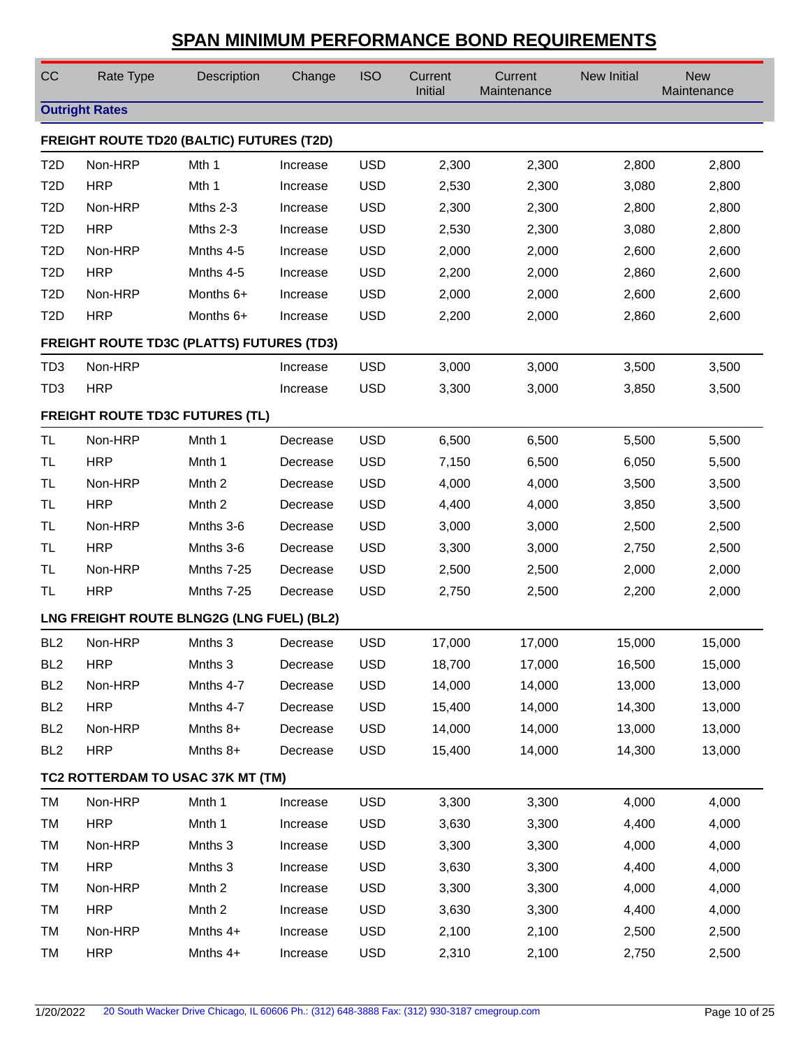# SPAN MINIMUM PERFORMANCE BOND REQUIREMENTS

| CC | Rate Type | Description | Change | ISO | Current Initial | Current Maintenance | New Initial | New Maintenance |
|---|---|---|---|---|---|---|---|---|
| **Outright Rates** | | | | | | | | |
| **FREIGHT ROUTE TD20 (BALTIC) FUTURES (T2D)** | | | | | | | | |
| T2D | Non-HRP | Mth 1 | Increase | USD | 2,300 | 2,300 | 2,800 | 2,800 |
| T2D | HRP | Mth 1 | Increase | USD | 2,530 | 2,300 | 3,080 | 2,800 |
| T2D | Non-HRP | Mths 2-3 | Increase | USD | 2,300 | 2,300 | 2,800 | 2,800 |
| T2D | HRP | Mths 2-3 | Increase | USD | 2,530 | 2,300 | 3,080 | 2,800 |
| T2D | Non-HRP | Mnths 4-5 | Increase | USD | 2,000 | 2,000 | 2,600 | 2,600 |
| T2D | HRP | Mnths 4-5 | Increase | USD | 2,200 | 2,000 | 2,860 | 2,600 |
| T2D | Non-HRP | Months 6+ | Increase | USD | 2,000 | 2,000 | 2,600 | 2,600 |
| T2D | HRP | Months 6+ | Increase | USD | 2,200 | 2,000 | 2,860 | 2,600 |
| **FREIGHT ROUTE TD3C (PLATTS) FUTURES (TD3)** | | | | | | | | |
| TD3 | Non-HRP | | Increase | USD | 3,000 | 3,000 | 3,500 | 3,500 |
| TD3 | HRP | | Increase | USD | 3,300 | 3,000 | 3,850 | 3,500 |
| **FREIGHT ROUTE TD3C FUTURES (TL)** | | | | | | | | |
| TL | Non-HRP | Mnth 1 | Decrease | USD | 6,500 | 6,500 | 5,500 | 5,500 |
| TL | HRP | Mnth 1 | Decrease | USD | 7,150 | 6,500 | 6,050 | 5,500 |
| TL | Non-HRP | Mnth 2 | Decrease | USD | 4,000 | 4,000 | 3,500 | 3,500 |
| TL | HRP | Mnth 2 | Decrease | USD | 4,400 | 4,000 | 3,850 | 3,500 |
| TL | Non-HRP | Mnths 3-6 | Decrease | USD | 3,000 | 3,000 | 2,500 | 2,500 |
| TL | HRP | Mnths 3-6 | Decrease | USD | 3,300 | 3,000 | 2,750 | 2,500 |
| TL | Non-HRP | Mnths 7-25 | Decrease | USD | 2,500 | 2,500 | 2,000 | 2,000 |
| TL | HRP | Mnths 7-25 | Decrease | USD | 2,750 | 2,500 | 2,200 | 2,000 |
| **LNG FREIGHT ROUTE BLNG2G (LNG FUEL) (BL2)** | | | | | | | | |
| BL2 | Non-HRP | Mnths 3 | Decrease | USD | 17,000 | 17,000 | 15,000 | 15,000 |
| BL2 | HRP | Mnths 3 | Decrease | USD | 18,700 | 17,000 | 16,500 | 15,000 |
| BL2 | Non-HRP | Mnths 4-7 | Decrease | USD | 14,000 | 14,000 | 13,000 | 13,000 |
| BL2 | HRP | Mnths 4-7 | Decrease | USD | 15,400 | 14,000 | 14,300 | 13,000 |
| BL2 | Non-HRP | Mnths 8+ | Decrease | USD | 14,000 | 14,000 | 13,000 | 13,000 |
| BL2 | HRP | Mnths 8+ | Decrease | USD | 15,400 | 14,000 | 14,300 | 13,000 |
| **TC2 ROTTERDAM TO USAC 37K MT (TM)** | | | | | | | | |
| TM | Non-HRP | Mnth 1 | Increase | USD | 3,300 | 3,300 | 4,000 | 4,000 |
| TM | HRP | Mnth 1 | Increase | USD | 3,630 | 3,300 | 4,400 | 4,000 |
| TM | Non-HRP | Mnths 3 | Increase | USD | 3,300 | 3,300 | 4,000 | 4,000 |
| TM | HRP | Mnths 3 | Increase | USD | 3,630 | 3,300 | 4,400 | 4,000 |
| TM | Non-HRP | Mnth 2 | Increase | USD | 3,300 | 3,300 | 4,000 | 4,000 |
| TM | HRP | Mnth 2 | Increase | USD | 3,630 | 3,300 | 4,400 | 4,000 |
| TM | Non-HRP | Mnths 4+ | Increase | USD | 2,100 | 2,100 | 2,500 | 2,500 |
| TM | HRP | Mnths 4+ | Increase | USD | 2,310 | 2,100 | 2,750 | 2,500 |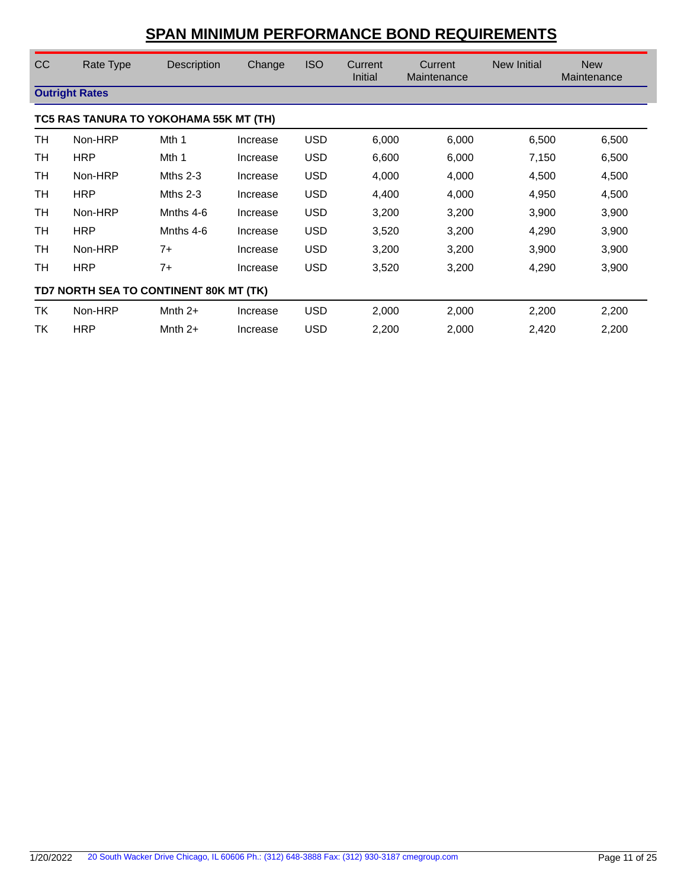# SPAN MINIMUM PERFORMANCE BOND REQUIREMENTS

| CC | Rate Type | Description | Change | ISO | Current Initial | Current Maintenance | New Initial | New Maintenance |
|---|---|---|---|---|---|---|---|---|
| **Outright Rates** | | | | | | | | |
| **TC5 RAS TANURA TO YOKOHAMA 55K MT (TH)** | | | | | | | | |
| TH | Non-HRP | Mth 1 | Increase | USD | 6,000 | 6,000 | 6,500 | 6,500 |
| TH | HRP | Mth 1 | Increase | USD | 6,600 | 6,000 | 7,150 | 6,500 |
| TH | Non-HRP | Mths 2-3 | Increase | USD | 4,000 | 4,000 | 4,500 | 4,500 |
| TH | HRP | Mths 2-3 | Increase | USD | 4,400 | 4,000 | 4,950 | 4,500 |
| TH | Non-HRP | Mnths 4-6 | Increase | USD | 3,200 | 3,200 | 3,900 | 3,900 |
| TH | HRP | Mnths 4-6 | Increase | USD | 3,520 | 3,200 | 4,290 | 3,900 |
| TH | Non-HRP | 7+ | Increase | USD | 3,200 | 3,200 | 3,900 | 3,900 |
| TH | HRP | 7+ | Increase | USD | 3,520 | 3,200 | 4,290 | 3,900 |
| **TD7 NORTH SEA TO CONTINENT 80K MT (TK)** | | | | | | | | |
| TK | Non-HRP | Mnth 2+ | Increase | USD | 2,000 | 2,000 | 2,200 | 2,200 |
| TK | HRP | Mnth 2+ | Increase | USD | 2,200 | 2,000 | 2,420 | 2,200 |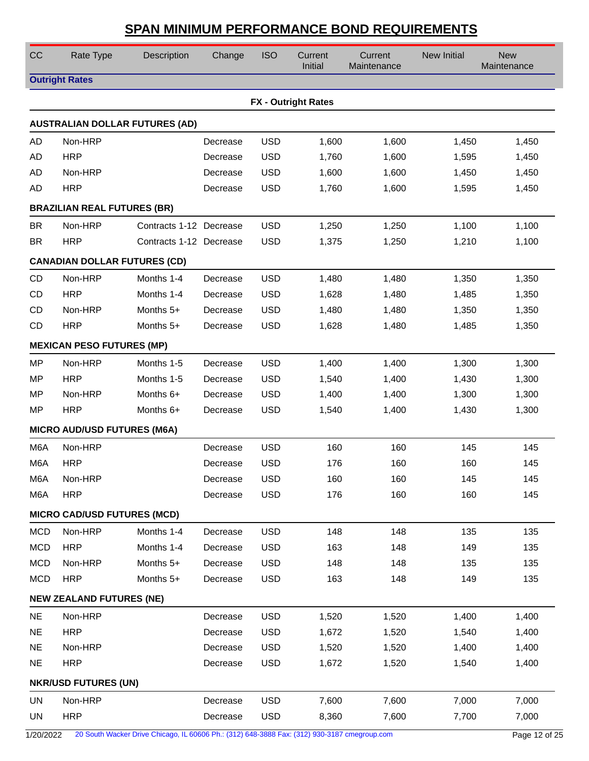## SPAN MINIMUM PERFORMANCE BOND REQUIREMENTS

| CC | Rate Type | Description | Change | ISO | Current Initial | Current Maintenance | New Initial | New Maintenance |
|---|---|---|---|---|---|---|---|---|
| **Outright Rates** | | | | | | | | |
| | | | | **FX - Outright Rates** | | | | |
| **AUSTRALIAN DOLLAR FUTURES (AD)** | | | | | | | | |
| AD | Non-HRP | | Decrease | USD | 1,600 | 1,600 | 1,450 | 1,450 |
| AD | HRP | | Decrease | USD | 1,760 | 1,600 | 1,595 | 1,450 |
| AD | Non-HRP | | Decrease | USD | 1,600 | 1,600 | 1,450 | 1,450 |
| AD | HRP | | Decrease | USD | 1,760 | 1,600 | 1,595 | 1,450 |
| **BRAZILIAN REAL FUTURES (BR)** | | | | | | | | |
| BR | Non-HRP | Contracts 1-12 | Decrease | USD | 1,250 | 1,250 | 1,100 | 1,100 |
| BR | HRP | Contracts 1-12 | Decrease | USD | 1,375 | 1,250 | 1,210 | 1,100 |
| **CANADIAN DOLLAR FUTURES (CD)** | | | | | | | | |
| CD | Non-HRP | Months 1-4 | Decrease | USD | 1,480 | 1,480 | 1,350 | 1,350 |
| CD | HRP | Months 1-4 | Decrease | USD | 1,628 | 1,480 | 1,485 | 1,350 |
| CD | Non-HRP | Months 5+ | Decrease | USD | 1,480 | 1,480 | 1,350 | 1,350 |
| CD | HRP | Months 5+ | Decrease | USD | 1,628 | 1,480 | 1,485 | 1,350 |
| **MEXICAN PESO FUTURES (MP)** | | | | | | | | |
| MP | Non-HRP | Months 1-5 | Decrease | USD | 1,400 | 1,400 | 1,300 | 1,300 |
| MP | HRP | Months 1-5 | Decrease | USD | 1,540 | 1,400 | 1,430 | 1,300 |
| MP | Non-HRP | Months 6+ | Decrease | USD | 1,400 | 1,400 | 1,300 | 1,300 |
| MP | HRP | Months 6+ | Decrease | USD | 1,540 | 1,400 | 1,430 | 1,300 |
| **MICRO AUD/USD FUTURES (M6A)** | | | | | | | | |
| M6A | Non-HRP | | Decrease | USD | 160 | 160 | 145 | 145 |
| M6A | HRP | | Decrease | USD | 176 | 160 | 160 | 145 |
| M6A | Non-HRP | | Decrease | USD | 160 | 160 | 145 | 145 |
| M6A | HRP | | Decrease | USD | 176 | 160 | 160 | 145 |
| **MICRO CAD/USD FUTURES (MCD)** | | | | | | | | |
| MCD | Non-HRP | Months 1-4 | Decrease | USD | 148 | 148 | 135 | 135 |
| MCD | HRP | Months 1-4 | Decrease | USD | 163 | 148 | 149 | 135 |
| MCD | Non-HRP | Months 5+ | Decrease | USD | 148 | 148 | 135 | 135 |
| MCD | HRP | Months 5+ | Decrease | USD | 163 | 148 | 149 | 135 |
| **NEW ZEALAND FUTURES (NE)** | | | | | | | | |
| NE | Non-HRP | | Decrease | USD | 1,520 | 1,520 | 1,400 | 1,400 |
| NE | HRP | | Decrease | USD | 1,672 | 1,520 | 1,540 | 1,400 |
| NE | Non-HRP | | Decrease | USD | 1,520 | 1,520 | 1,400 | 1,400 |
| NE | HRP | | Decrease | USD | 1,672 | 1,520 | 1,540 | 1,400 |
| **NKR/USD FUTURES (UN)** | | | | | | | | |
| UN | Non-HRP | | Decrease | USD | 7,600 | 7,600 | 7,000 | 7,000 |
| UN | HRP | | Decrease | USD | 8,360 | 7,600 | 7,700 | 7,000 |

1/20/2022 20 South Wacker Drive Chicago, IL 60606 Ph.: (312) 648-3888 Fax: (312) 930-3187 cmegroup.com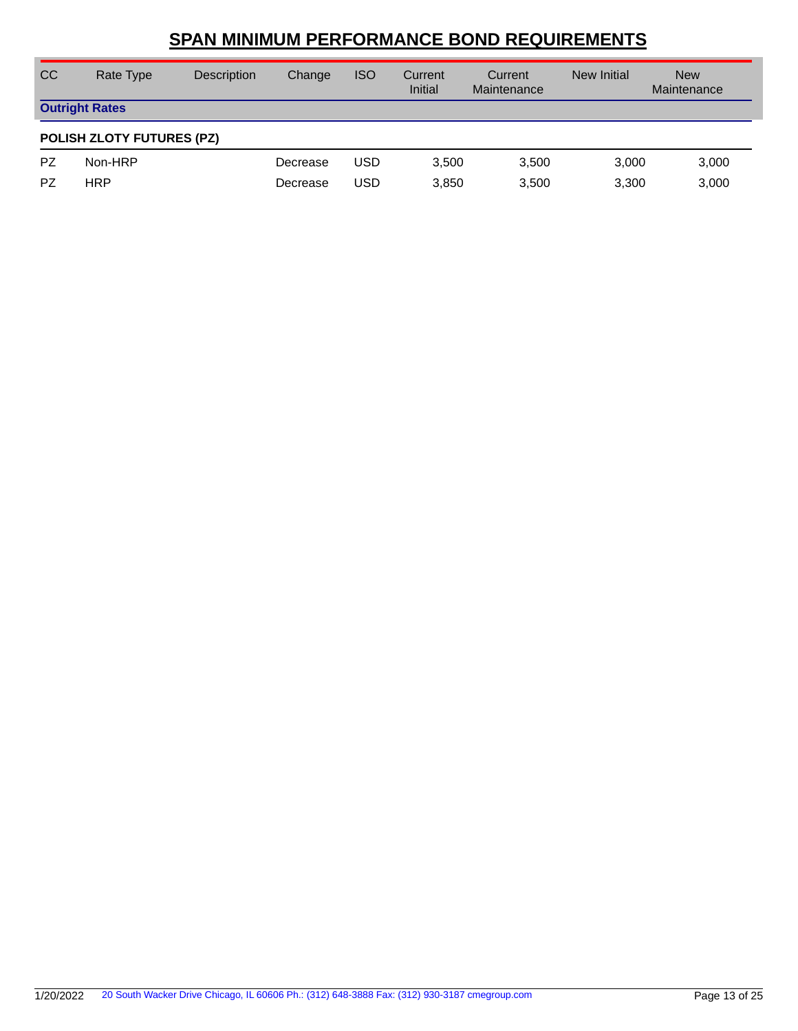# SPAN MINIMUM PERFORMANCE BOND REQUIREMENTS

| CC | Rate Type | Description | Change | ISO | Current Initial | Current Maintenance | New Initial | New Maintenance |
|---|---|---|---|---|---|---|---|---|
| **Outright Rates** | | | | | | | | |
| **POLISH ZLOTY FUTURES (PZ)** | | | | | | | | |
| PZ | Non-HRP | | Decrease | USD | 3,500 | 3,500 | 3,000 | 3,000 |
| PZ | HRP | | Decrease | USD | 3,850 | 3,500 | 3,300 | 3,000 |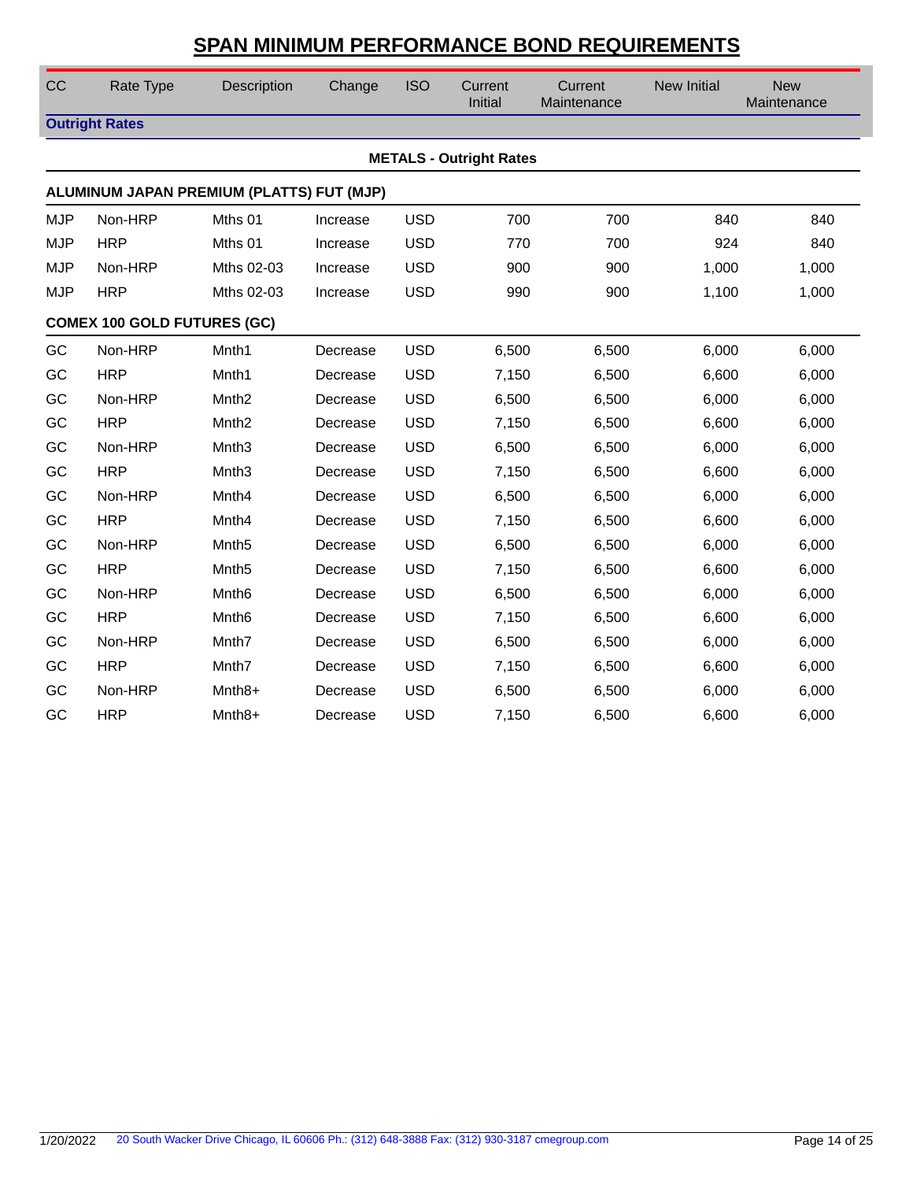# SPAN MINIMUM PERFORMANCE BOND REQUIREMENTS

| CC | Rate Type | Description | Change | ISO | Current Initial | Current Maintenance | New Initial | New Maintenance |
|---|---|---|---|---|---|---|---|---|
| **Outright Rates** | | | | | | | | |
| | | | | **METALS - Outright Rates** | | | | |
| **ALUMINUM JAPAN PREMIUM (PLATTS) FUT (MJP)** | | | | | | | | |
| MJP | Non-HRP | Mths 01 | Increase | USD | 700 | 700 | 840 | 840 |
| MJP | HRP | Mths 01 | Increase | USD | 770 | 700 | 924 | 840 |
| MJP | Non-HRP | Mths 02-03 | Increase | USD | 900 | 900 | 1,000 | 1,000 |
| MJP | HRP | Mths 02-03 | Increase | USD | 990 | 900 | 1,100 | 1,000 |
| **COMEX 100 GOLD FUTURES (GC)** | | | | | | | | |
| GC | Non-HRP | Mnth1 | Decrease | USD | 6,500 | 6,500 | 6,000 | 6,000 |
| GC | HRP | Mnth1 | Decrease | USD | 7,150 | 6,500 | 6,600 | 6,000 |
| GC | Non-HRP | Mnth2 | Decrease | USD | 6,500 | 6,500 | 6,000 | 6,000 |
| GC | HRP | Mnth2 | Decrease | USD | 7,150 | 6,500 | 6,600 | 6,000 |
| GC | Non-HRP | Mnth3 | Decrease | USD | 6,500 | 6,500 | 6,000 | 6,000 |
| GC | HRP | Mnth3 | Decrease | USD | 7,150 | 6,500 | 6,600 | 6,000 |
| GC | Non-HRP | Mnth4 | Decrease | USD | 6,500 | 6,500 | 6,000 | 6,000 |
| GC | HRP | Mnth4 | Decrease | USD | 7,150 | 6,500 | 6,600 | 6,000 |
| GC | Non-HRP | Mnth5 | Decrease | USD | 6,500 | 6,500 | 6,000 | 6,000 |
| GC | HRP | Mnth5 | Decrease | USD | 7,150 | 6,500 | 6,600 | 6,000 |
| GC | Non-HRP | Mnth6 | Decrease | USD | 6,500 | 6,500 | 6,000 | 6,000 |
| GC | HRP | Mnth6 | Decrease | USD | 7,150 | 6,500 | 6,600 | 6,000 |
| GC | Non-HRP | Mnth7 | Decrease | USD | 6,500 | 6,500 | 6,000 | 6,000 |
| GC | HRP | Mnth7 | Decrease | USD | 7,150 | 6,500 | 6,600 | 6,000 |
| GC | Non-HRP | Mnth8+ | Decrease | USD | 6,500 | 6,500 | 6,000 | 6,000 |
| GC | HRP | Mnth8+ | Decrease | USD | 7,150 | 6,500 | 6,600 | 6,000 |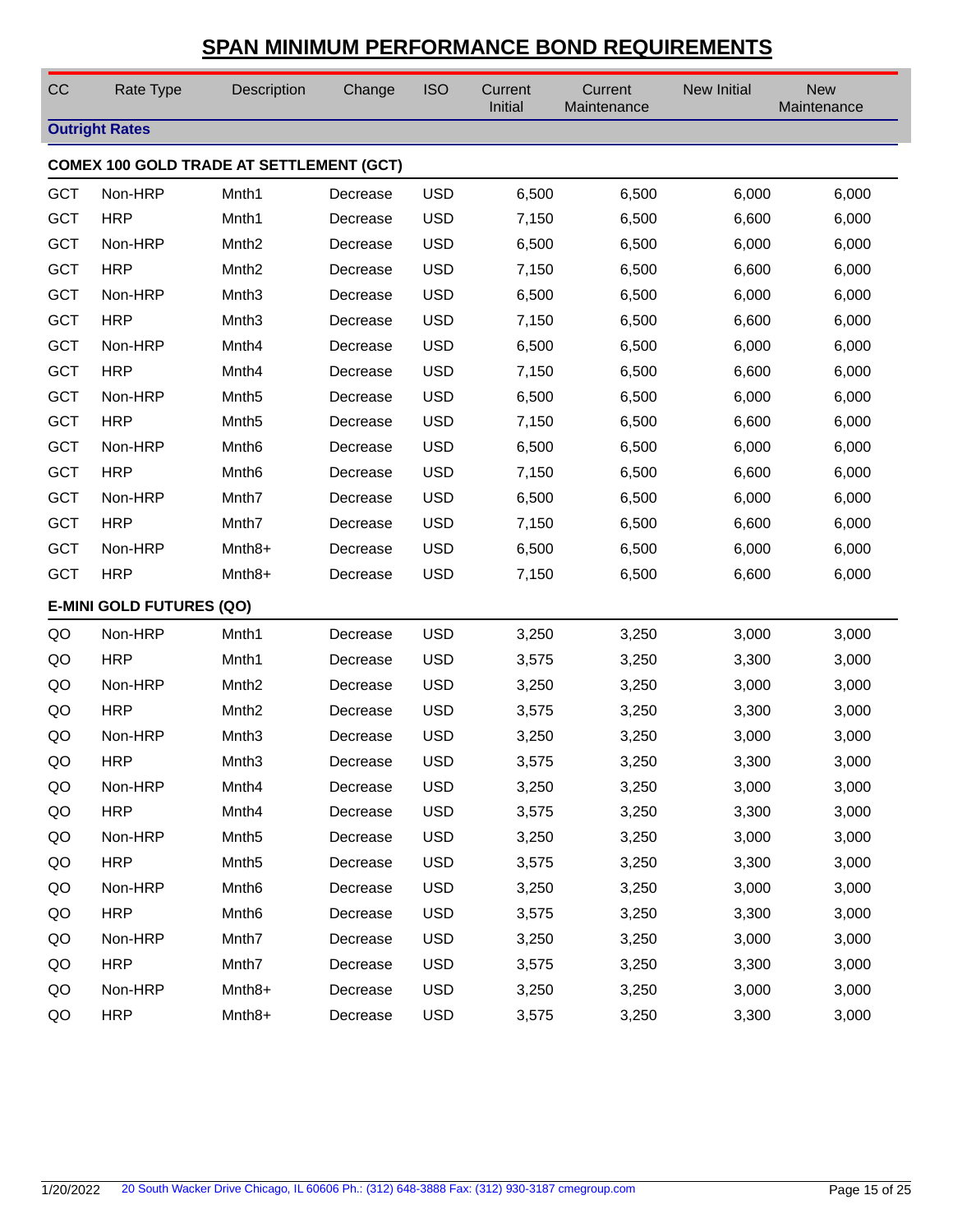# SPAN MINIMUM PERFORMANCE BOND REQUIREMENTS

| CC | Rate Type | Description | Change | ISO | Current Initial | Current Maintenance | New Initial | New Maintenance |
|---|---|---|---|---|---|---|---|---|
| **Outright Rates** | | | | | | | | |
| **COMEX 100 GOLD TRADE AT SETTLEMENT (GCT)** | | | | | | | | |
| GCT | Non-HRP | Mnth1 | Decrease | USD | 6,500 | 6,500 | 6,000 | 6,000 |
| GCT | HRP | Mnth1 | Decrease | USD | 7,150 | 6,500 | 6,600 | 6,000 |
| GCT | Non-HRP | Mnth2 | Decrease | USD | 6,500 | 6,500 | 6,000 | 6,000 |
| GCT | HRP | Mnth2 | Decrease | USD | 7,150 | 6,500 | 6,600 | 6,000 |
| GCT | Non-HRP | Mnth3 | Decrease | USD | 6,500 | 6,500 | 6,000 | 6,000 |
| GCT | HRP | Mnth3 | Decrease | USD | 7,150 | 6,500 | 6,600 | 6,000 |
| GCT | Non-HRP | Mnth4 | Decrease | USD | 6,500 | 6,500 | 6,000 | 6,000 |
| GCT | HRP | Mnth4 | Decrease | USD | 7,150 | 6,500 | 6,600 | 6,000 |
| GCT | Non-HRP | Mnth5 | Decrease | USD | 6,500 | 6,500 | 6,000 | 6,000 |
| GCT | HRP | Mnth5 | Decrease | USD | 7,150 | 6,500 | 6,600 | 6,000 |
| GCT | Non-HRP | Mnth6 | Decrease | USD | 6,500 | 6,500 | 6,000 | 6,000 |
| GCT | HRP | Mnth6 | Decrease | USD | 7,150 | 6,500 | 6,600 | 6,000 |
| GCT | Non-HRP | Mnth7 | Decrease | USD | 6,500 | 6,500 | 6,000 | 6,000 |
| GCT | HRP | Mnth7 | Decrease | USD | 7,150 | 6,500 | 6,600 | 6,000 |
| GCT | Non-HRP | Mnth8+ | Decrease | USD | 6,500 | 6,500 | 6,000 | 6,000 |
| GCT | HRP | Mnth8+ | Decrease | USD | 7,150 | 6,500 | 6,600 | 6,000 |
| **E-MINI GOLD FUTURES (QO)** | | | | | | | | |
| QO | Non-HRP | Mnth1 | Decrease | USD | 3,250 | 3,250 | 3,000 | 3,000 |
| QO | HRP | Mnth1 | Decrease | USD | 3,575 | 3,250 | 3,300 | 3,000 |
| QO | Non-HRP | Mnth2 | Decrease | USD | 3,250 | 3,250 | 3,000 | 3,000 |
| QO | HRP | Mnth2 | Decrease | USD | 3,575 | 3,250 | 3,300 | 3,000 |
| QO | Non-HRP | Mnth3 | Decrease | USD | 3,250 | 3,250 | 3,000 | 3,000 |
| QO | HRP | Mnth3 | Decrease | USD | 3,575 | 3,250 | 3,300 | 3,000 |
| QO | Non-HRP | Mnth4 | Decrease | USD | 3,250 | 3,250 | 3,000 | 3,000 |
| QO | HRP | Mnth4 | Decrease | USD | 3,575 | 3,250 | 3,300 | 3,000 |
| QO | Non-HRP | Mnth5 | Decrease | USD | 3,250 | 3,250 | 3,000 | 3,000 |
| QO | HRP | Mnth5 | Decrease | USD | 3,575 | 3,250 | 3,300 | 3,000 |
| QO | Non-HRP | Mnth6 | Decrease | USD | 3,250 | 3,250 | 3,000 | 3,000 |
| QO | HRP | Mnth6 | Decrease | USD | 3,575 | 3,250 | 3,300 | 3,000 |
| QO | Non-HRP | Mnth7 | Decrease | USD | 3,250 | 3,250 | 3,000 | 3,000 |
| QO | HRP | Mnth7 | Decrease | USD | 3,575 | 3,250 | 3,300 | 3,000 |
| QO | Non-HRP | Mnth8+ | Decrease | USD | 3,250 | 3,250 | 3,000 | 3,000 |
| QO | HRP | Mnth8+ | Decrease | USD | 3,575 | 3,250 | 3,300 | 3,000 |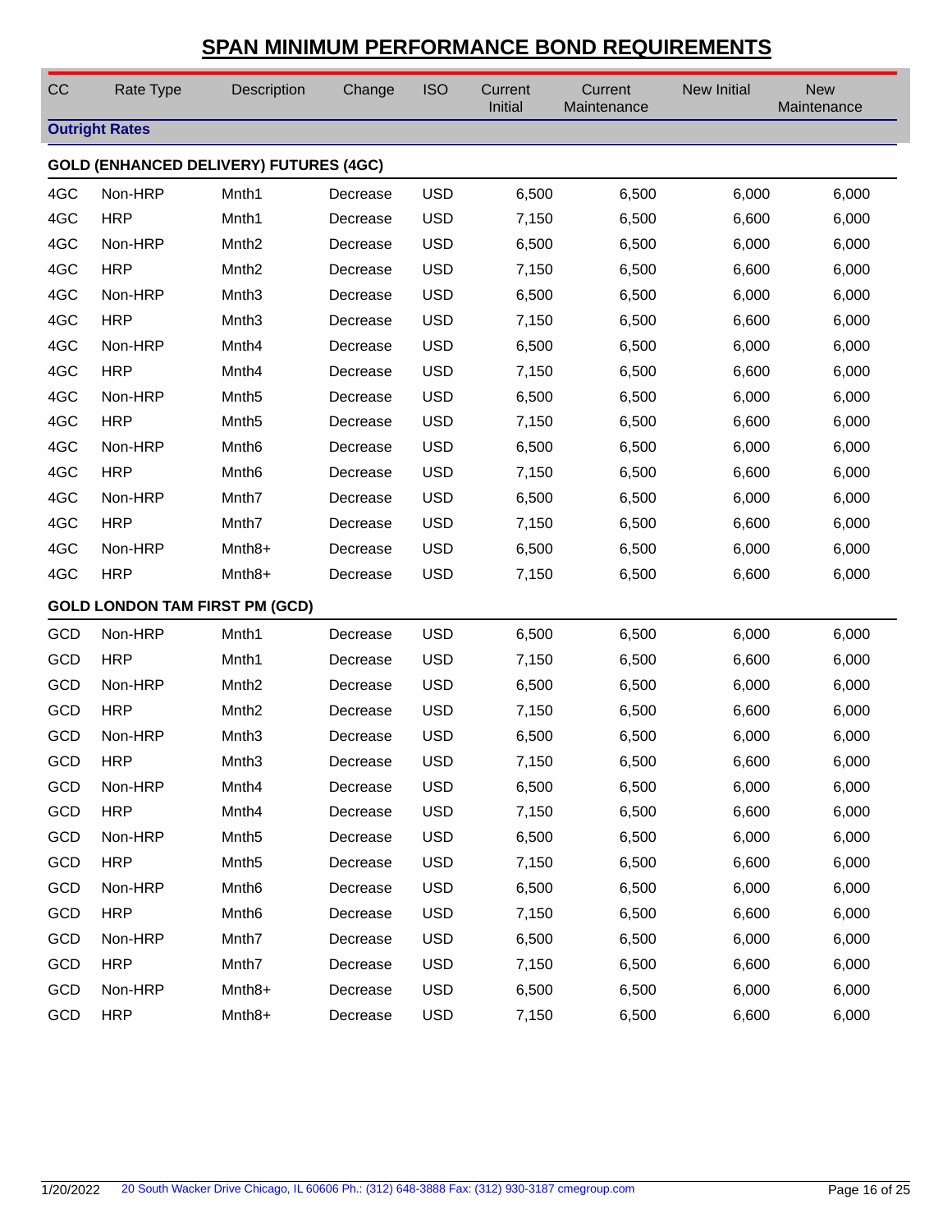## SPAN MINIMUM PERFORMANCE BOND REQUIREMENTS

| CC | Rate Type | Description | Change | ISO | Current Initial | Current Maintenance | New Initial | New Maintenance |
|---|---|---|---|---|---|---|---|---|
| **Outright Rates** | | | | | | | | |
| **GOLD (ENHANCED DELIVERY) FUTURES (4GC)** | | | | | | | | |
| 4GC | Non-HRP | Mnth1 | Decrease | USD | 6,500 | 6,500 | 6,000 | 6,000 |
| 4GC | HRP | Mnth1 | Decrease | USD | 7,150 | 6,500 | 6,600 | 6,000 |
| 4GC | Non-HRP | Mnth2 | Decrease | USD | 6,500 | 6,500 | 6,000 | 6,000 |
| 4GC | HRP | Mnth2 | Decrease | USD | 7,150 | 6,500 | 6,600 | 6,000 |
| 4GC | Non-HRP | Mnth3 | Decrease | USD | 6,500 | 6,500 | 6,000 | 6,000 |
| 4GC | HRP | Mnth3 | Decrease | USD | 7,150 | 6,500 | 6,600 | 6,000 |
| 4GC | Non-HRP | Mnth4 | Decrease | USD | 6,500 | 6,500 | 6,000 | 6,000 |
| 4GC | HRP | Mnth4 | Decrease | USD | 7,150 | 6,500 | 6,600 | 6,000 |
| 4GC | Non-HRP | Mnth5 | Decrease | USD | 6,500 | 6,500 | 6,000 | 6,000 |
| 4GC | HRP | Mnth5 | Decrease | USD | 7,150 | 6,500 | 6,600 | 6,000 |
| 4GC | Non-HRP | Mnth6 | Decrease | USD | 6,500 | 6,500 | 6,000 | 6,000 |
| 4GC | HRP | Mnth6 | Decrease | USD | 7,150 | 6,500 | 6,600 | 6,000 |
| 4GC | Non-HRP | Mnth7 | Decrease | USD | 6,500 | 6,500 | 6,000 | 6,000 |
| 4GC | HRP | Mnth7 | Decrease | USD | 7,150 | 6,500 | 6,600 | 6,000 |
| 4GC | Non-HRP | Mnth8+ | Decrease | USD | 6,500 | 6,500 | 6,000 | 6,000 |
| 4GC | HRP | Mnth8+ | Decrease | USD | 7,150 | 6,500 | 6,600 | 6,000 |
| **GOLD LONDON TAM FIRST PM (GCD)** | | | | | | | | |
| GCD | Non-HRP | Mnth1 | Decrease | USD | 6,500 | 6,500 | 6,000 | 6,000 |
| GCD | HRP | Mnth1 | Decrease | USD | 7,150 | 6,500 | 6,600 | 6,000 |
| GCD | Non-HRP | Mnth2 | Decrease | USD | 6,500 | 6,500 | 6,000 | 6,000 |
| GCD | HRP | Mnth2 | Decrease | USD | 7,150 | 6,500 | 6,600 | 6,000 |
| GCD | Non-HRP | Mnth3 | Decrease | USD | 6,500 | 6,500 | 6,000 | 6,000 |
| GCD | HRP | Mnth3 | Decrease | USD | 7,150 | 6,500 | 6,600 | 6,000 |
| GCD | Non-HRP | Mnth4 | Decrease | USD | 6,500 | 6,500 | 6,000 | 6,000 |
| GCD | HRP | Mnth4 | Decrease | USD | 7,150 | 6,500 | 6,600 | 6,000 |
| GCD | Non-HRP | Mnth5 | Decrease | USD | 6,500 | 6,500 | 6,000 | 6,000 |
| GCD | HRP | Mnth5 | Decrease | USD | 7,150 | 6,500 | 6,600 | 6,000 |
| GCD | Non-HRP | Mnth6 | Decrease | USD | 6,500 | 6,500 | 6,000 | 6,000 |
| GCD | HRP | Mnth6 | Decrease | USD | 7,150 | 6,500 | 6,600 | 6,000 |
| GCD | Non-HRP | Mnth7 | Decrease | USD | 6,500 | 6,500 | 6,000 | 6,000 |
| GCD | HRP | Mnth7 | Decrease | USD | 7,150 | 6,500 | 6,600 | 6,000 |
| GCD | Non-HRP | Mnth8+ | Decrease | USD | 6,500 | 6,500 | 6,000 | 6,000 |
| GCD | HRP | Mnth8+ | Decrease | USD | 7,150 | 6,500 | 6,600 | 6,000 |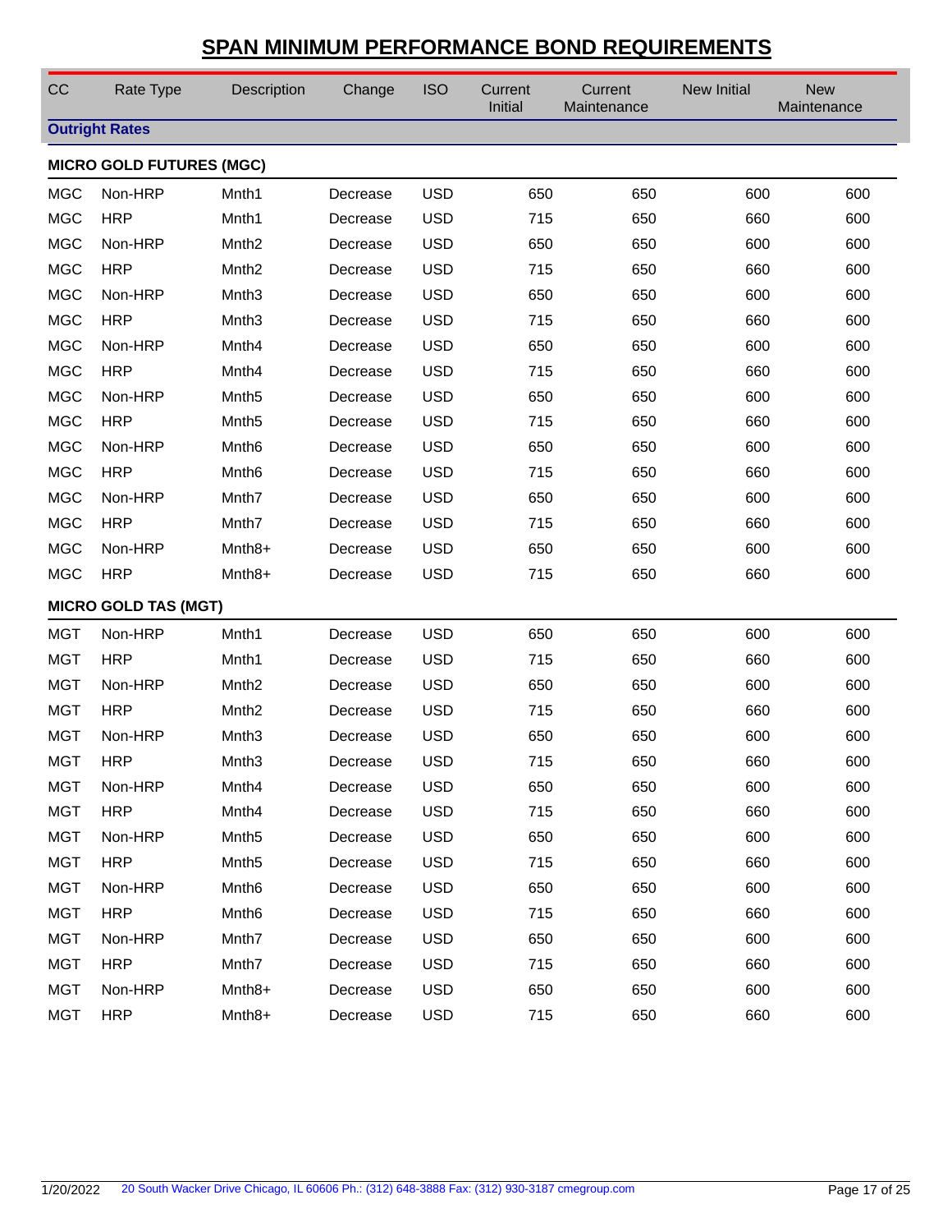# SPAN MINIMUM PERFORMANCE BOND REQUIREMENTS

| CC | Rate Type | Description | Change | ISO | Current Initial | Current Maintenance | New Initial | New Maintenance |
|---|---|---|---|---|---|---|---|---|
| **Outright Rates** | | | | | | | | |
| **MICRO GOLD FUTURES (MGC)** | | | | | | | | |
| MGC | Non-HRP | Mnth1 | Decrease | USD | 650 | 650 | 600 | 600 |
| MGC | HRP | Mnth1 | Decrease | USD | 715 | 650 | 660 | 600 |
| MGC | Non-HRP | Mnth2 | Decrease | USD | 650 | 650 | 600 | 600 |
| MGC | HRP | Mnth2 | Decrease | USD | 715 | 650 | 660 | 600 |
| MGC | Non-HRP | Mnth3 | Decrease | USD | 650 | 650 | 600 | 600 |
| MGC | HRP | Mnth3 | Decrease | USD | 715 | 650 | 660 | 600 |
| MGC | Non-HRP | Mnth4 | Decrease | USD | 650 | 650 | 600 | 600 |
| MGC | HRP | Mnth4 | Decrease | USD | 715 | 650 | 660 | 600 |
| MGC | Non-HRP | Mnth5 | Decrease | USD | 650 | 650 | 600 | 600 |
| MGC | HRP | Mnth5 | Decrease | USD | 715 | 650 | 660 | 600 |
| MGC | Non-HRP | Mnth6 | Decrease | USD | 650 | 650 | 600 | 600 |
| MGC | HRP | Mnth6 | Decrease | USD | 715 | 650 | 660 | 600 |
| MGC | Non-HRP | Mnth7 | Decrease | USD | 650 | 650 | 600 | 600 |
| MGC | HRP | Mnth7 | Decrease | USD | 715 | 650 | 660 | 600 |
| MGC | Non-HRP | Mnth8+ | Decrease | USD | 650 | 650 | 600 | 600 |
| MGC | HRP | Mnth8+ | Decrease | USD | 715 | 650 | 660 | 600 |
| **MICRO GOLD TAS (MGT)** | | | | | | | | |
| MGT | Non-HRP | Mnth1 | Decrease | USD | 650 | 650 | 600 | 600 |
| MGT | HRP | Mnth1 | Decrease | USD | 715 | 650 | 660 | 600 |
| MGT | Non-HRP | Mnth2 | Decrease | USD | 650 | 650 | 600 | 600 |
| MGT | HRP | Mnth2 | Decrease | USD | 715 | 650 | 660 | 600 |
| MGT | Non-HRP | Mnth3 | Decrease | USD | 650 | 650 | 600 | 600 |
| MGT | HRP | Mnth3 | Decrease | USD | 715 | 650 | 660 | 600 |
| MGT | Non-HRP | Mnth4 | Decrease | USD | 650 | 650 | 600 | 600 |
| MGT | HRP | Mnth4 | Decrease | USD | 715 | 650 | 660 | 600 |
| MGT | Non-HRP | Mnth5 | Decrease | USD | 650 | 650 | 600 | 600 |
| MGT | HRP | Mnth5 | Decrease | USD | 715 | 650 | 660 | 600 |
| MGT | Non-HRP | Mnth6 | Decrease | USD | 650 | 650 | 600 | 600 |
| MGT | HRP | Mnth6 | Decrease | USD | 715 | 650 | 660 | 600 |
| MGT | Non-HRP | Mnth7 | Decrease | USD | 650 | 650 | 600 | 600 |
| MGT | HRP | Mnth7 | Decrease | USD | 715 | 650 | 660 | 600 |
| MGT | Non-HRP | Mnth8+ | Decrease | USD | 650 | 650 | 600 | 600 |
| MGT | HRP | Mnth8+ | Decrease | USD | 715 | 650 | 660 | 600 |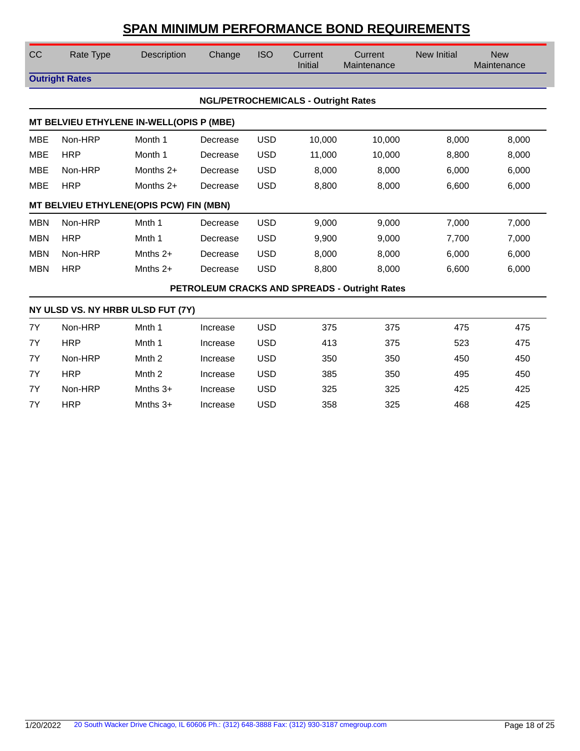# SPAN MINIMUM PERFORMANCE BOND REQUIREMENTS

| CC | Rate Type | Description | Change | ISO | Current Initial | Current Maintenance | New Initial | New Maintenance |
|---|---|---|---|---|---|---|---|---|
| **Outright Rates** | | | | | | | | |
| **NGL/PETROCHEMICALS - Outright Rates** | | | | | | | | |
| **MT BELVIEU ETHYLENE IN-WELL(OPIS P (MBE)** | | | | | | | | |
| MBE | Non-HRP | Month 1 | Decrease | USD | 10,000 | 10,000 | 8,000 | 8,000 |
| MBE | HRP | Month 1 | Decrease | USD | 11,000 | 10,000 | 8,800 | 8,000 |
| MBE | Non-HRP | Months 2+ | Decrease | USD | 8,000 | 8,000 | 6,000 | 6,000 |
| MBE | HRP | Months 2+ | Decrease | USD | 8,800 | 8,000 | 6,600 | 6,000 |
| **MT BELVIEU ETHYLENE(OPIS PCW) FIN (MBN)** | | | | | | | | |
| MBN | Non-HRP | Mnth 1 | Decrease | USD | 9,000 | 9,000 | 7,000 | 7,000 |
| MBN | HRP | Mnth 1 | Decrease | USD | 9,900 | 9,000 | 7,700 | 7,000 |
| MBN | Non-HRP | Mnths 2+ | Decrease | USD | 8,000 | 8,000 | 6,000 | 6,000 |
| MBN | HRP | Mnths 2+ | Decrease | USD | 8,800 | 8,000 | 6,600 | 6,000 |
| **PETROLEUM CRACKS AND SPREADS - Outright Rates** | | | | | | | | |
| **NY ULSD VS. NY HRBR ULSD FUT (7Y)** | | | | | | | | |
| 7Y | Non-HRP | Mnth 1 | Increase | USD | 375 | 375 | 475 | 475 |
| 7Y | HRP | Mnth 1 | Increase | USD | 413 | 375 | 523 | 475 |
| 7Y | Non-HRP | Mnth 2 | Increase | USD | 350 | 350 | 450 | 450 |
| 7Y | HRP | Mnth 2 | Increase | USD | 385 | 350 | 495 | 450 |
| 7Y | Non-HRP | Mnths 3+ | Increase | USD | 325 | 325 | 425 | 425 |
| 7Y | HRP | Mnths 3+ | Increase | USD | 358 | 325 | 468 | 425 |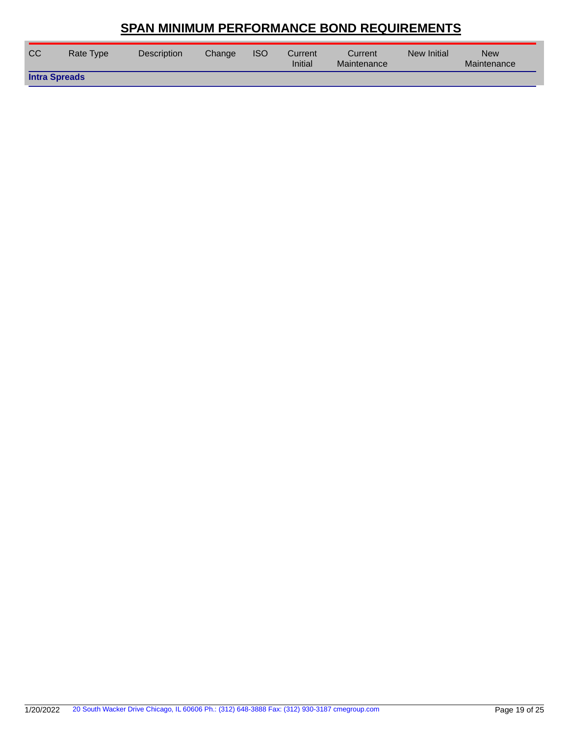# SPAN MINIMUM PERFORMANCE BOND REQUIREMENTS

| CC | Rate Type | Description | Change | ISO | Current Initial | Current Maintenance | New Initial | New Maintenance |
|---|---|---|---|---|---|---|---|---|
| **Intra Spreads** | | | | | | | | |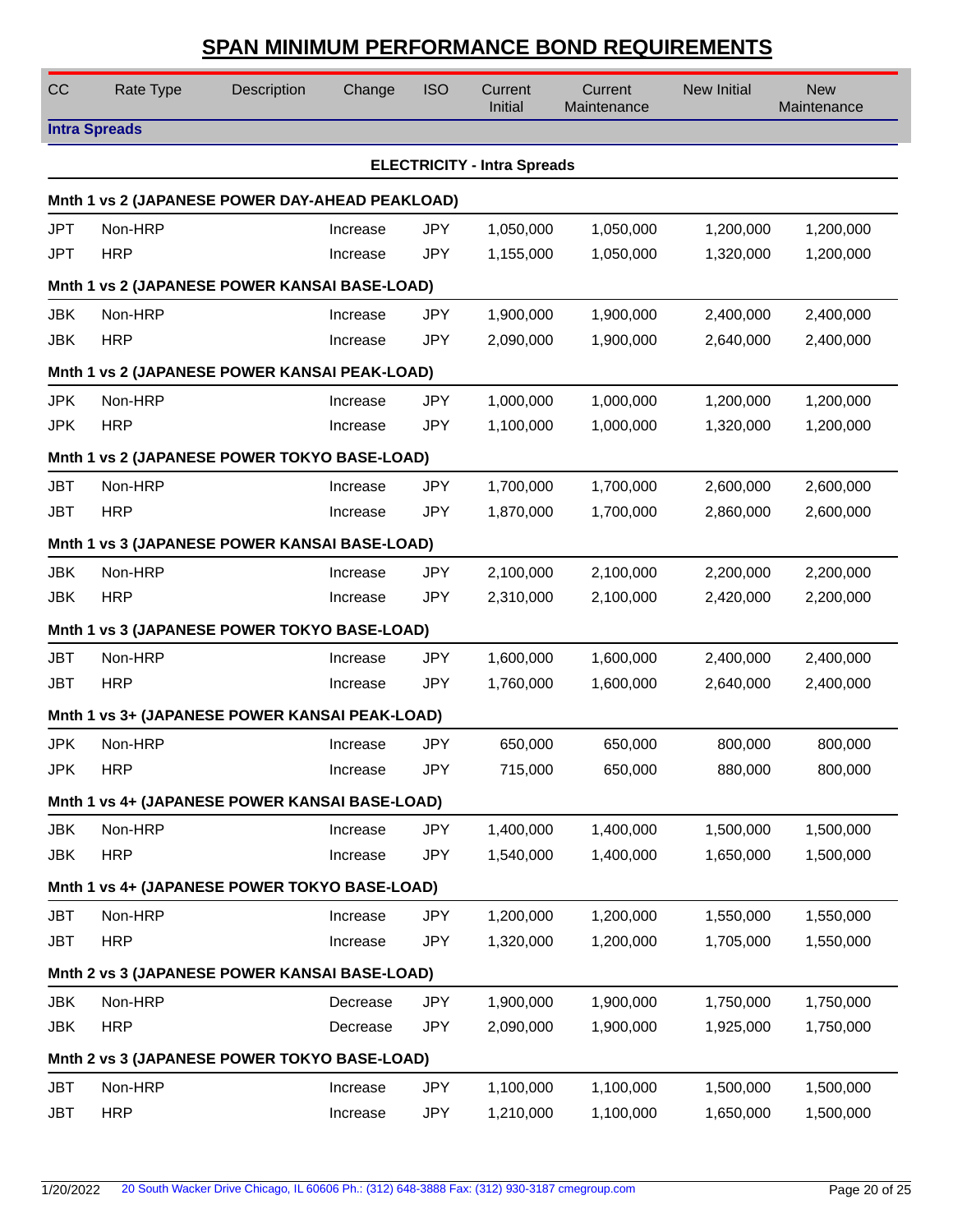# SPAN MINIMUM PERFORMANCE BOND REQUIREMENTS

| CC | Rate Type | Description | Change | ISO | Current Initial | Current Maintenance | New Initial | New Maintenance |
|---|---|---|---|---|---|---|---|---|
| **Intra Spreads** | | | | | | | | |
| **ELECTRICITY - Intra Spreads** | | | | | | | | |
| **Mnth 1 vs 2 (JAPANESE POWER DAY-AHEAD PEAKLOAD)** | | | | | | | | |
| JPT | Non-HRP | | Increase | JPY | 1,050,000 | 1,050,000 | 1,200,000 | 1,200,000 |
| JPT | HRP | | Increase | JPY | 1,155,000 | 1,050,000 | 1,320,000 | 1,200,000 |
| **Mnth 1 vs 2 (JAPANESE POWER KANSAI BASE-LOAD)** | | | | | | | | |
| JBK | Non-HRP | | Increase | JPY | 1,900,000 | 1,900,000 | 2,400,000 | 2,400,000 |
| JBK | HRP | | Increase | JPY | 2,090,000 | 1,900,000 | 2,640,000 | 2,400,000 |
| **Mnth 1 vs 2 (JAPANESE POWER KANSAI PEAK-LOAD)** | | | | | | | | |
| JPK | Non-HRP | | Increase | JPY | 1,000,000 | 1,000,000 | 1,200,000 | 1,200,000 |
| JPK | HRP | | Increase | JPY | 1,100,000 | 1,000,000 | 1,320,000 | 1,200,000 |
| **Mnth 1 vs 2 (JAPANESE POWER TOKYO BASE-LOAD)** | | | | | | | | |
| JBT | Non-HRP | | Increase | JPY | 1,700,000 | 1,700,000 | 2,600,000 | 2,600,000 |
| JBT | HRP | | Increase | JPY | 1,870,000 | 1,700,000 | 2,860,000 | 2,600,000 |
| **Mnth 1 vs 3 (JAPANESE POWER KANSAI BASE-LOAD)** | | | | | | | | |
| JBK | Non-HRP | | Increase | JPY | 2,100,000 | 2,100,000 | 2,200,000 | 2,200,000 |
| JBK | HRP | | Increase | JPY | 2,310,000 | 2,100,000 | 2,420,000 | 2,200,000 |
| **Mnth 1 vs 3 (JAPANESE POWER TOKYO BASE-LOAD)** | | | | | | | | |
| JBT | Non-HRP | | Increase | JPY | 1,600,000 | 1,600,000 | 2,400,000 | 2,400,000 |
| JBT | HRP | | Increase | JPY | 1,760,000 | 1,600,000 | 2,640,000 | 2,400,000 |
| **Mnth 1 vs 3+ (JAPANESE POWER KANSAI PEAK-LOAD)** | | | | | | | | |
| JPK | Non-HRP | | Increase | JPY | 650,000 | 650,000 | 800,000 | 800,000 |
| JPK | HRP | | Increase | JPY | 715,000 | 650,000 | 880,000 | 800,000 |
| **Mnth 1 vs 4+ (JAPANESE POWER KANSAI BASE-LOAD)** | | | | | | | | |
| JBK | Non-HRP | | Increase | JPY | 1,400,000 | 1,400,000 | 1,500,000 | 1,500,000 |
| JBK | HRP | | Increase | JPY | 1,540,000 | 1,400,000 | 1,650,000 | 1,500,000 |
| **Mnth 1 vs 4+ (JAPANESE POWER TOKYO BASE-LOAD)** | | | | | | | | |
| JBT | Non-HRP | | Increase | JPY | 1,200,000 | 1,200,000 | 1,550,000 | 1,550,000 |
| JBT | HRP | | Increase | JPY | 1,320,000 | 1,200,000 | 1,705,000 | 1,550,000 |
| **Mnth 2 vs 3 (JAPANESE POWER KANSAI BASE-LOAD)** | | | | | | | | |
| JBK | Non-HRP | | Decrease | JPY | 1,900,000 | 1,900,000 | 1,750,000 | 1,750,000 |
| JBK | HRP | | Decrease | JPY | 2,090,000 | 1,900,000 | 1,925,000 | 1,750,000 |
| **Mnth 2 vs 3 (JAPANESE POWER TOKYO BASE-LOAD)** | | | | | | | | |
| JBT | Non-HRP | | Increase | JPY | 1,100,000 | 1,100,000 | 1,500,000 | 1,500,000 |
| JBT | HRP | | Increase | JPY | 1,210,000 | 1,100,000 | 1,650,000 | 1,500,000 |

1/20/2022 20 South Wacker Drive Chicago, IL 60606 Ph.: (312) 648-3888 Fax: (312) 930-3187 cmegroup.com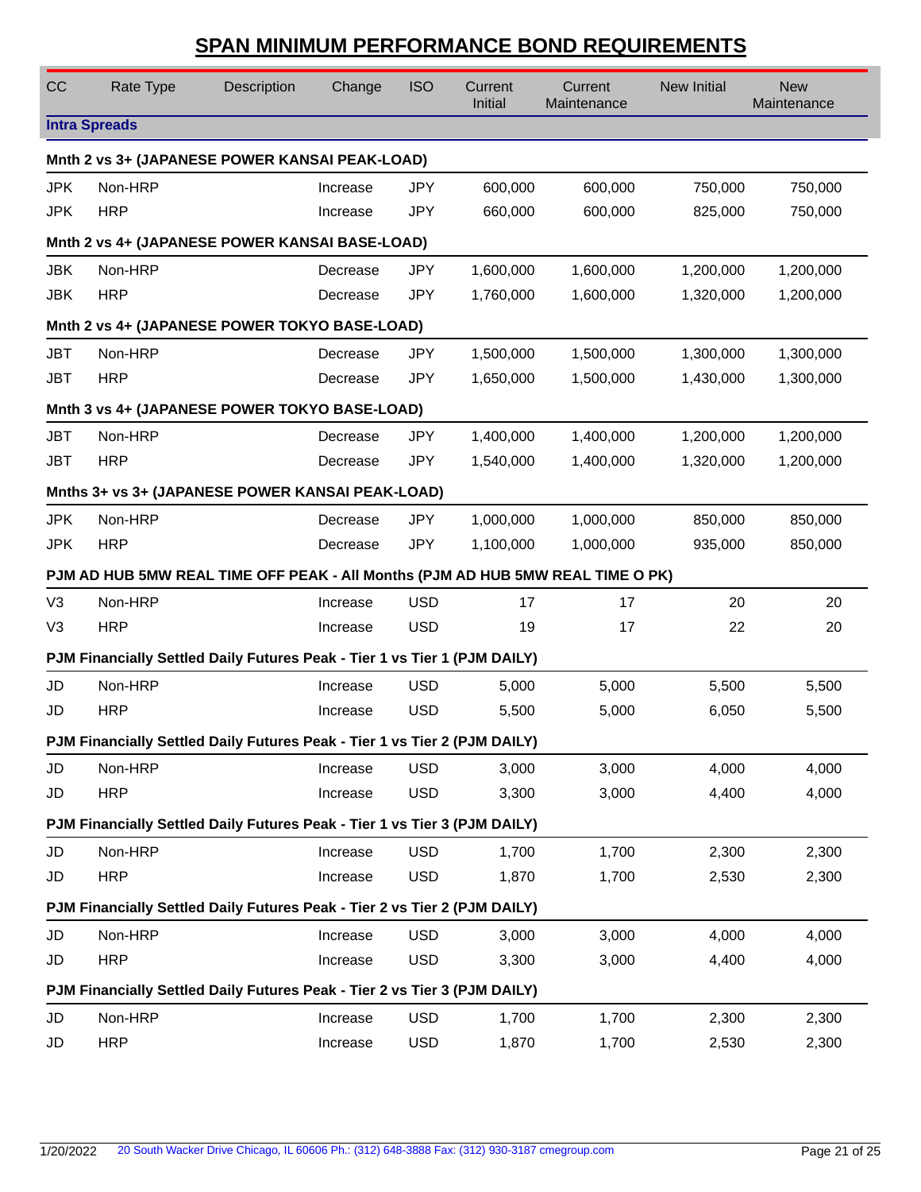## SPAN MINIMUM PERFORMANCE BOND REQUIREMENTS

| CC | Rate Type | Description | Change | ISO | Current Initial | Current Maintenance | New Initial | New Maintenance |
|---|---|---|---|---|---|---|---|---|
| **Intra Spreads** | | | | | | | | |
| **Mnth 2 vs 3+ (JAPANESE POWER KANSAI PEAK-LOAD)** | | | | | | | | |
| JPK | Non-HRP | | Increase | JPY | 600,000 | 600,000 | 750,000 | 750,000 |
| JPK | HRP | | Increase | JPY | 660,000 | 600,000 | 825,000 | 750,000 |
| **Mnth 2 vs 4+ (JAPANESE POWER KANSAI BASE-LOAD)** | | | | | | | | |
| JBK | Non-HRP | | Decrease | JPY | 1,600,000 | 1,600,000 | 1,200,000 | 1,200,000 |
| JBK | HRP | | Decrease | JPY | 1,760,000 | 1,600,000 | 1,320,000 | 1,200,000 |
| **Mnth 2 vs 4+ (JAPANESE POWER TOKYO BASE-LOAD)** | | | | | | | | |
| JBT | Non-HRP | | Decrease | JPY | 1,500,000 | 1,500,000 | 1,300,000 | 1,300,000 |
| JBT | HRP | | Decrease | JPY | 1,650,000 | 1,500,000 | 1,430,000 | 1,300,000 |
| **Mnth 3 vs 4+ (JAPANESE POWER TOKYO BASE-LOAD)** | | | | | | | | |
| JBT | Non-HRP | | Decrease | JPY | 1,400,000 | 1,400,000 | 1,200,000 | 1,200,000 |
| JBT | HRP | | Decrease | JPY | 1,540,000 | 1,400,000 | 1,320,000 | 1,200,000 |
| **Mnths 3+ vs 3+ (JAPANESE POWER KANSAI PEAK-LOAD)** | | | | | | | | |
| JPK | Non-HRP | | Decrease | JPY | 1,000,000 | 1,000,000 | 850,000 | 850,000 |
| JPK | HRP | | Decrease | JPY | 1,100,000 | 1,000,000 | 935,000 | 850,000 |
| **PJM AD HUB 5MW REAL TIME OFF PEAK - All Months (PJM AD HUB 5MW REAL TIME O PK)** | | | | | | | | |
| V3 | Non-HRP | | Increase | USD | 17 | 17 | 20 | 20 |
| V3 | HRP | | Increase | USD | 19 | 17 | 22 | 20 |
| **PJM Financially Settled Daily Futures Peak - Tier 1 vs Tier 1 (PJM DAILY)** | | | | | | | | |
| JD | Non-HRP | | Increase | USD | 5,000 | 5,000 | 5,500 | 5,500 |
| JD | HRP | | Increase | USD | 5,500 | 5,000 | 6,050 | 5,500 |
| **PJM Financially Settled Daily Futures Peak - Tier 1 vs Tier 2 (PJM DAILY)** | | | | | | | | |
| JD | Non-HRP | | Increase | USD | 3,000 | 3,000 | 4,000 | 4,000 |
| JD | HRP | | Increase | USD | 3,300 | 3,000 | 4,400 | 4,000 |
| **PJM Financially Settled Daily Futures Peak - Tier 1 vs Tier 3 (PJM DAILY)** | | | | | | | | |
| JD | Non-HRP | | Increase | USD | 1,700 | 1,700 | 2,300 | 2,300 |
| JD | HRP | | Increase | USD | 1,870 | 1,700 | 2,530 | 2,300 |
| **PJM Financially Settled Daily Futures Peak - Tier 2 vs Tier 2 (PJM DAILY)** | | | | | | | | |
| JD | Non-HRP | | Increase | USD | 3,000 | 3,000 | 4,000 | 4,000 |
| JD | HRP | | Increase | USD | 3,300 | 3,000 | 4,400 | 4,000 |
| **PJM Financially Settled Daily Futures Peak - Tier 2 vs Tier 3 (PJM DAILY)** | | | | | | | | |
| JD | Non-HRP | | Increase | USD | 1,700 | 1,700 | 2,300 | 2,300 |
| JD | HRP | | Increase | USD | 1,870 | 1,700 | 2,530 | 2,300 |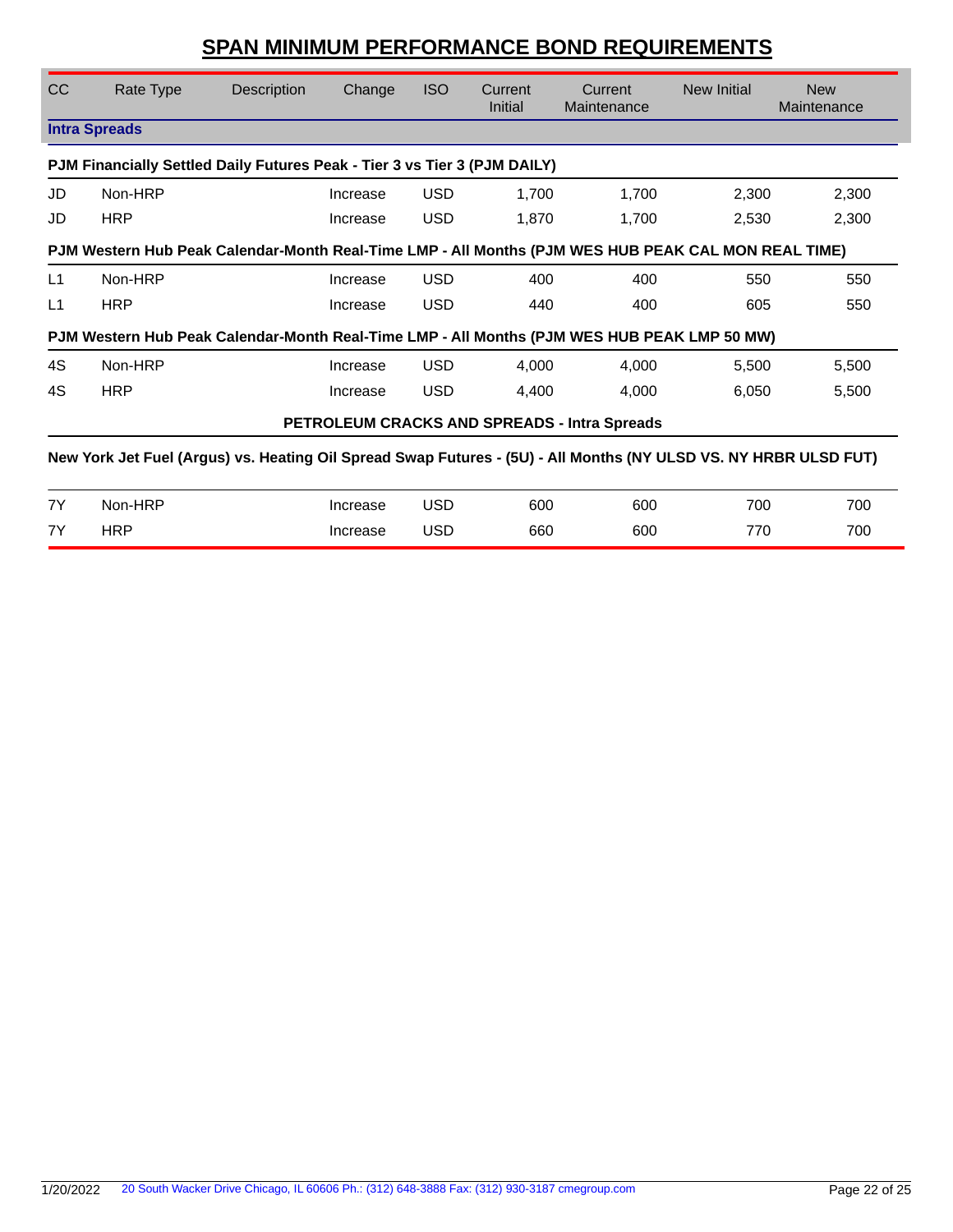## SPAN MINIMUM PERFORMANCE BOND REQUIREMENTS

| CC | Rate Type | Description | Change | ISO | Current Initial | Current Maintenance | New Initial | New Maintenance |
|---|---|---|---|---|---|---|---|---|
| **Intra Spreads** | | | | | | | | |
| **PJM Financially Settled Daily Futures Peak - Tier 3 vs Tier 3 (PJM DAILY)** | | | | | | | | |
| JD | Non-HRP | | Increase | USD | 1,700 | 1,700 | 2,300 | 2,300 |
| JD | HRP | | Increase | USD | 1,870 | 1,700 | 2,530 | 2,300 |
| **PJM Western Hub Peak Calendar-Month Real-Time LMP - All Months (PJM WES HUB PEAK CAL MON REAL TIME)** | | | | | | | | |
| L1 | Non-HRP | | Increase | USD | 400 | 400 | 550 | 550 |
| L1 | HRP | | Increase | USD | 440 | 400 | 605 | 550 |
| **PJM Western Hub Peak Calendar-Month Real-Time LMP - All Months (PJM WES HUB PEAK LMP 50 MW)** | | | | | | | | |
| 4S | Non-HRP | | Increase | USD | 4,000 | 4,000 | 5,500 | 5,500 |
| 4S | HRP | | Increase | USD | 4,400 | 4,000 | 6,050 | 5,500 |
| **PETROLEUM CRACKS AND SPREADS - Intra Spreads** | | | | | | | | |
| **New York Jet Fuel (Argus) vs. Heating Oil Spread Swap Futures - (5U) - All Months (NY ULSD VS. NY HRBR ULSD FUT)** | | | | | | | | |
| 7Y | Non-HRP | | Increase | USD | 600 | 600 | 700 | 700 |
| 7Y | HRP | | Increase | USD | 660 | 600 | 770 | 700 |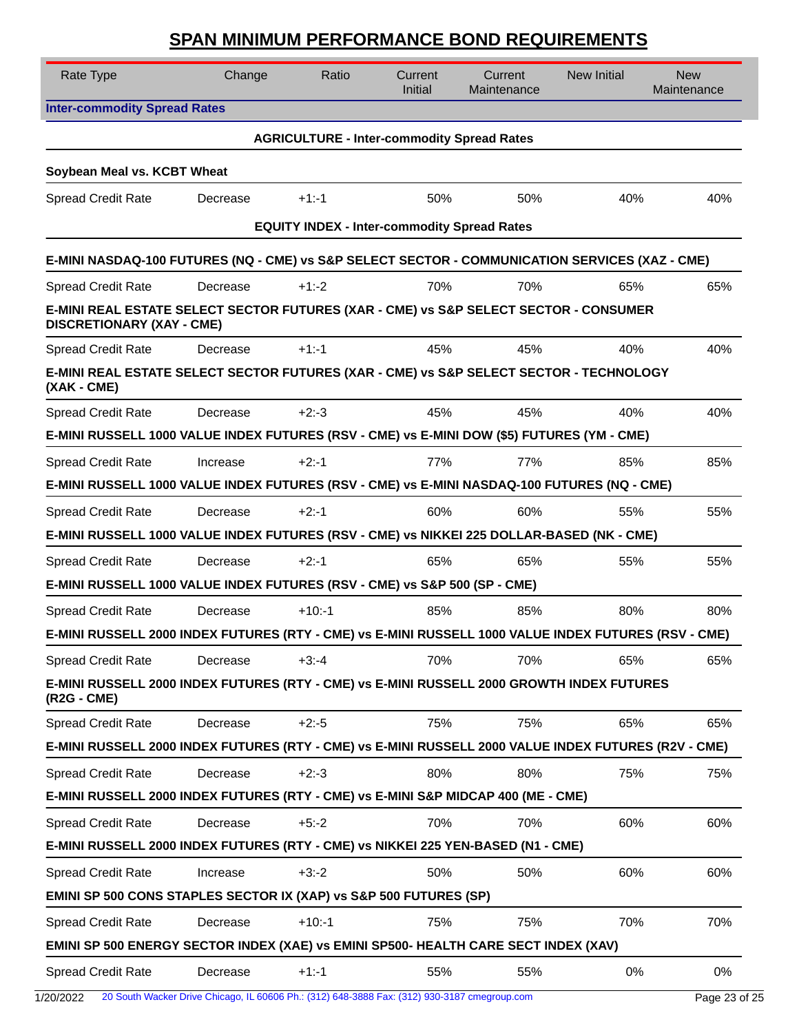# SPAN MINIMUM PERFORMANCE BOND REQUIREMENTS

| Rate Type | Change | Ratio | Current Initial | Current Maintenance | New Initial | New Maintenance |
|---|---|---|---|---|---|---|
| **Inter-commodity Spread Rates** | | | | | | |
| **AGRICULTURE - Inter-commodity Spread Rates** | | | | | | |
| **Soybean Meal vs. KCBT Wheat** | | | | | | |
| Spread Credit Rate | Decrease | +1:-1 | 50% | 50% | 40% | 40% |
| **EQUITY INDEX - Inter-commodity Spread Rates** | | | | | | |
| **E-MINI NASDAQ-100 FUTURES (NQ - CME) vs S&P SELECT SECTOR - COMMUNICATION SERVICES (XAZ - CME)** | | | | | | |
| Spread Credit Rate | Decrease | +1:-2 | 70% | 70% | 65% | 65% |
| **E-MINI REAL ESTATE SELECT SECTOR FUTURES (XAR - CME) vs S&P SELECT SECTOR - CONSUMER DISCRETIONARY (XAY - CME)** | | | | | | |
| Spread Credit Rate | Decrease | +1:-1 | 45% | 45% | 40% | 40% |
| **E-MINI REAL ESTATE SELECT SECTOR FUTURES (XAR - CME) vs S&P SELECT SECTOR - TECHNOLOGY (XAK - CME)** | | | | | | |
| Spread Credit Rate | Decrease | +2:-3 | 45% | 45% | 40% | 40% |
| **E-MINI RUSSELL 1000 VALUE INDEX FUTURES (RSV - CME) vs E-MINI DOW ($5) FUTURES (YM - CME)** | | | | | | |
| Spread Credit Rate | Increase | +2:-1 | 77% | 77% | 85% | 85% |
| **E-MINI RUSSELL 1000 VALUE INDEX FUTURES (RSV - CME) vs E-MINI NASDAQ-100 FUTURES (NQ - CME)** | | | | | | |
| Spread Credit Rate | Decrease | +2:-1 | 60% | 60% | 55% | 55% |
| **E-MINI RUSSELL 1000 VALUE INDEX FUTURES (RSV - CME) vs NIKKEI 225 DOLLAR-BASED (NK - CME)** | | | | | | |
| Spread Credit Rate | Decrease | +2:-1 | 65% | 65% | 55% | 55% |
| **E-MINI RUSSELL 1000 VALUE INDEX FUTURES (RSV - CME) vs S&P 500 (SP - CME)** | | | | | | |
| Spread Credit Rate | Decrease | +10:-1 | 85% | 85% | 80% | 80% |
| **E-MINI RUSSELL 2000 INDEX FUTURES (RTY - CME) vs E-MINI RUSSELL 1000 VALUE INDEX FUTURES (RSV - CME)** | | | | | | |
| Spread Credit Rate | Decrease | +3:-4 | 70% | 70% | 65% | 65% |
| **E-MINI RUSSELL 2000 INDEX FUTURES (RTY - CME) vs E-MINI RUSSELL 2000 GROWTH INDEX FUTURES (R2G - CME)** | | | | | | |
| Spread Credit Rate | Decrease | +2:-5 | 75% | 75% | 65% | 65% |
| **E-MINI RUSSELL 2000 INDEX FUTURES (RTY - CME) vs E-MINI RUSSELL 2000 VALUE INDEX FUTURES (R2V - CME)** | | | | | | |
| Spread Credit Rate | Decrease | +2:-3 | 80% | 80% | 75% | 75% |
| **E-MINI RUSSELL 2000 INDEX FUTURES (RTY - CME) vs E-MINI S&P MIDCAP 400 (ME - CME)** | | | | | | |
| Spread Credit Rate | Decrease | +5:-2 | 70% | 70% | 60% | 60% |
| **E-MINI RUSSELL 2000 INDEX FUTURES (RTY - CME) vs NIKKEI 225 YEN-BASED (N1 - CME)** | | | | | | |
| Spread Credit Rate | Increase | +3:-2 | 50% | 50% | 60% | 60% |
| **EMINI SP 500 CONS STAPLES SECTOR IX (XAP) vs S&P 500 FUTURES (SP)** | | | | | | |
| Spread Credit Rate | Decrease | +10:-1 | 75% | 75% | 70% | 70% |
| **EMINI SP 500 ENERGY SECTOR INDEX (XAE) vs EMINI SP500- HEALTH CARE SECT INDEX (XAV)** | | | | | | |
| Spread Credit Rate | Decrease | +1:-1 | 55% | 55% | 0% | 0% |

1/20/2022 20 South Wacker Drive Chicago, IL 60606 Ph.: (312) 648-3888 Fax: (312) 930-3187 cmegroup.com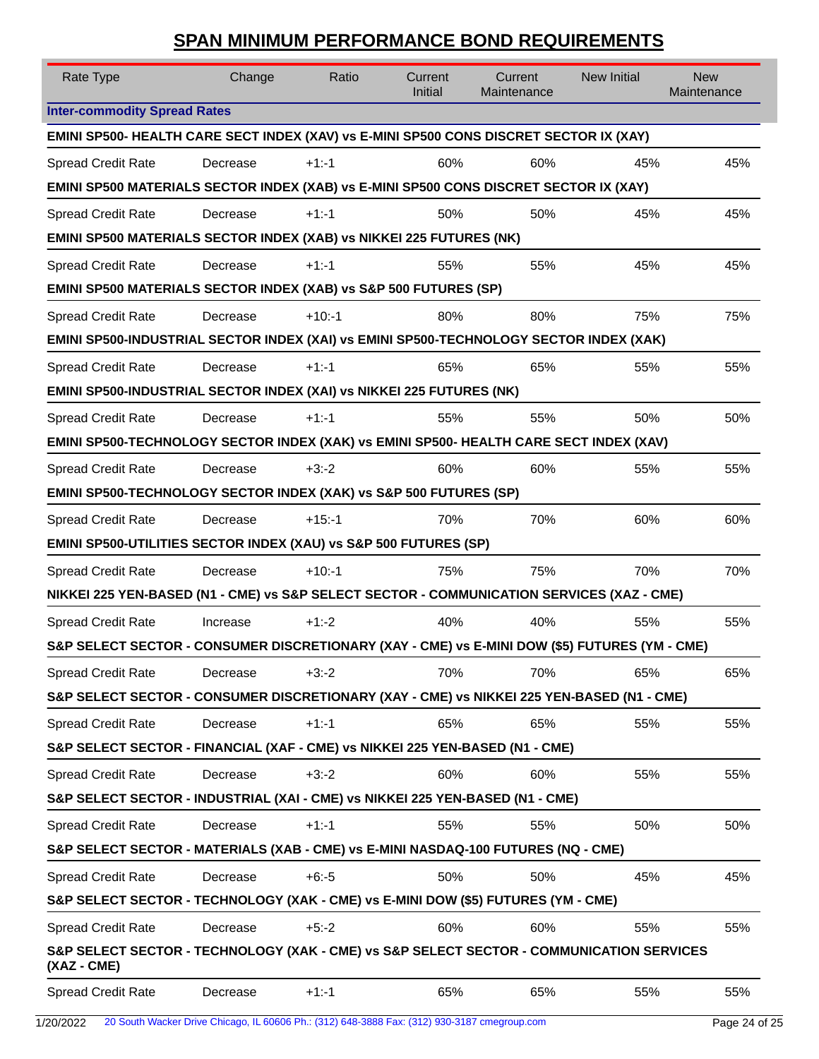# SPAN MINIMUM PERFORMANCE BOND REQUIREMENTS

| Rate Type | Change | Ratio | Current Initial | Current Maintenance | New Initial | New Maintenance |
|---|---|---|---|---|---|---|
| **Inter-commodity Spread Rates** | | | | | | |
| **EMINI SP500- HEALTH CARE SECT INDEX (XAV) vs E-MINI SP500 CONS DISCRET SECTOR IX (XAY)** | | | | | | |
| Spread Credit Rate | Decrease | +1:-1 | 60% | 60% | 45% | 45% |
| **EMINI SP500 MATERIALS SECTOR INDEX (XAB) vs E-MINI SP500 CONS DISCRET SECTOR IX (XAY)** | | | | | | |
| Spread Credit Rate | Decrease | +1:-1 | 50% | 50% | 45% | 45% |
| **EMINI SP500 MATERIALS SECTOR INDEX (XAB) vs NIKKEI 225 FUTURES (NK)** | | | | | | |
| Spread Credit Rate | Decrease | +1:-1 | 55% | 55% | 45% | 45% |
| **EMINI SP500 MATERIALS SECTOR INDEX (XAB) vs S&P 500 FUTURES (SP)** | | | | | | |
| Spread Credit Rate | Decrease | +10:-1 | 80% | 80% | 75% | 75% |
| **EMINI SP500-INDUSTRIAL SECTOR INDEX (XAI) vs EMINI SP500-TECHNOLOGY SECTOR INDEX (XAK)** | | | | | | |
| Spread Credit Rate | Decrease | +1:-1 | 65% | 65% | 55% | 55% |
| **EMINI SP500-INDUSTRIAL SECTOR INDEX (XAI) vs NIKKEI 225 FUTURES (NK)** | | | | | | |
| Spread Credit Rate | Decrease | +1:-1 | 55% | 55% | 50% | 50% |
| **EMINI SP500-TECHNOLOGY SECTOR INDEX (XAK) vs EMINI SP500- HEALTH CARE SECT INDEX (XAV)** | | | | | | |
| Spread Credit Rate | Decrease | +3:-2 | 60% | 60% | 55% | 55% |
| **EMINI SP500-TECHNOLOGY SECTOR INDEX (XAK) vs S&P 500 FUTURES (SP)** | | | | | | |
| Spread Credit Rate | Decrease | +15:-1 | 70% | 70% | 60% | 60% |
| **EMINI SP500-UTILITIES SECTOR INDEX (XAU) vs S&P 500 FUTURES (SP)** | | | | | | |
| Spread Credit Rate | Decrease | +10:-1 | 75% | 75% | 70% | 70% |
| **NIKKEI 225 YEN-BASED (N1 - CME) vs S&P SELECT SECTOR - COMMUNICATION SERVICES (XAZ - CME)** | | | | | | |
| Spread Credit Rate | Increase | +1:-2 | 40% | 40% | 55% | 55% |
| **S&P SELECT SECTOR - CONSUMER DISCRETIONARY (XAY - CME) vs E-MINI DOW ($5) FUTURES (YM - CME)** | | | | | | |
| Spread Credit Rate | Decrease | +3:-2 | 70% | 70% | 65% | 65% |
| **S&P SELECT SECTOR - CONSUMER DISCRETIONARY (XAY - CME) vs NIKKEI 225 YEN-BASED (N1 - CME)** | | | | | | |
| Spread Credit Rate | Decrease | +1:-1 | 65% | 65% | 55% | 55% |
| **S&P SELECT SECTOR - FINANCIAL (XAF - CME) vs NIKKEI 225 YEN-BASED (N1 - CME)** | | | | | | |
| Spread Credit Rate | Decrease | +3:-2 | 60% | 60% | 55% | 55% |
| **S&P SELECT SECTOR - INDUSTRIAL (XAI - CME) vs NIKKEI 225 YEN-BASED (N1 - CME)** | | | | | | |
| Spread Credit Rate | Decrease | +1:-1 | 55% | 55% | 50% | 50% |
| **S&P SELECT SECTOR - MATERIALS (XAB - CME) vs E-MINI NASDAQ-100 FUTURES (NQ - CME)** | | | | | | |
| Spread Credit Rate | Decrease | +6:-5 | 50% | 50% | 45% | 45% |
| **S&P SELECT SECTOR - TECHNOLOGY (XAK - CME) vs E-MINI DOW ($5) FUTURES (YM - CME)** | | | | | | |
| Spread Credit Rate | Decrease | +5:-2 | 60% | 60% | 55% | 55% |
| **S&P SELECT SECTOR - TECHNOLOGY (XAK - CME) vs S&P SELECT SECTOR - COMMUNICATION SERVICES (XAZ - CME)** | | | | | | |
| Spread Credit Rate | Decrease | +1:-1 | 65% | 65% | 55% | 55% |

1/20/2022 20 South Wacker Drive Chicago, IL 60606 Ph.: (312) 648-3888 Fax: (312) 930-3187 cmegroup.com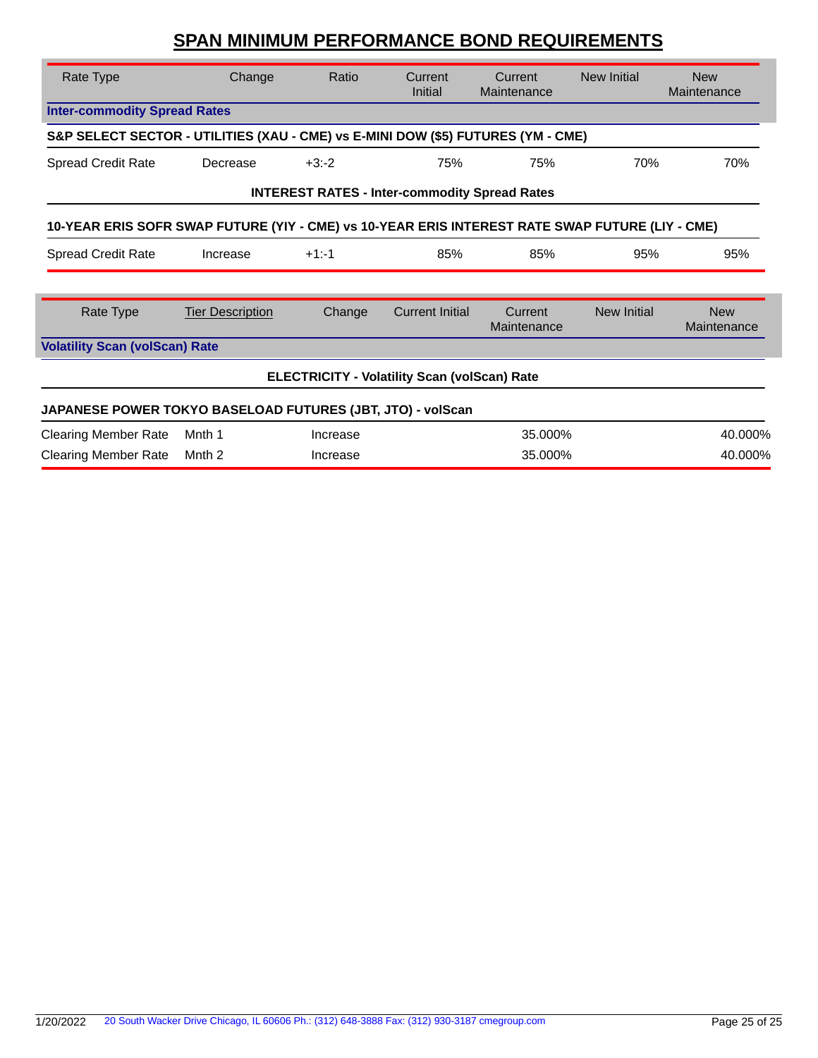# SPAN MINIMUM PERFORMANCE BOND REQUIREMENTS

| Rate Type | Change | Ratio | Current Initial | Current Maintenance | New Initial | New Maintenance |
|---|---|---|---|---|---|---|
| **Inter-commodity Spread Rates** | | | | | | |
| **S&P SELECT SECTOR - UTILITIES (XAU - CME) vs E-MINI DOW ($5) FUTURES (YM - CME)** | | | | | | |
| Spread Credit Rate | Decrease | +3:-2 | 75% | 75% | 70% | 70% |
| **INTEREST RATES - Inter-commodity Spread Rates** | | | | | | |
| **10-YEAR ERIS SOFR SWAP FUTURE (YIY - CME) vs 10-YEAR ERIS INTEREST RATE SWAP FUTURE (LIY - CME)** | | | | | | |
| Spread Credit Rate | Increase | +1:-1 | 85% | 85% | 95% | 95% |

| Rate Type | Tier Description | Change | Current Initial | Current Maintenance | New Initial | New Maintenance |
|---|---|---|---|---|---|---|
| **Volatility Scan (volScan) Rate** | | | | | | |
| **ELECTRICITY - Volatility Scan (volScan) Rate** | | | | | | |
| **JAPANESE POWER TOKYO BASELOAD FUTURES (JBT, JTO) - volScan** | | | | | | |
| Clearing Member Rate | Mnth 1 | Increase | | 35.000% | | 40.000% |
| Clearing Member Rate | Mnth 2 | Increase | | 35.000% | | 40.000% |

1/20/2022 20 South Wacker Drive Chicago, IL 60606 Ph.: (312) 648-3888 Fax: (312) 930-3187 cmegroup.com